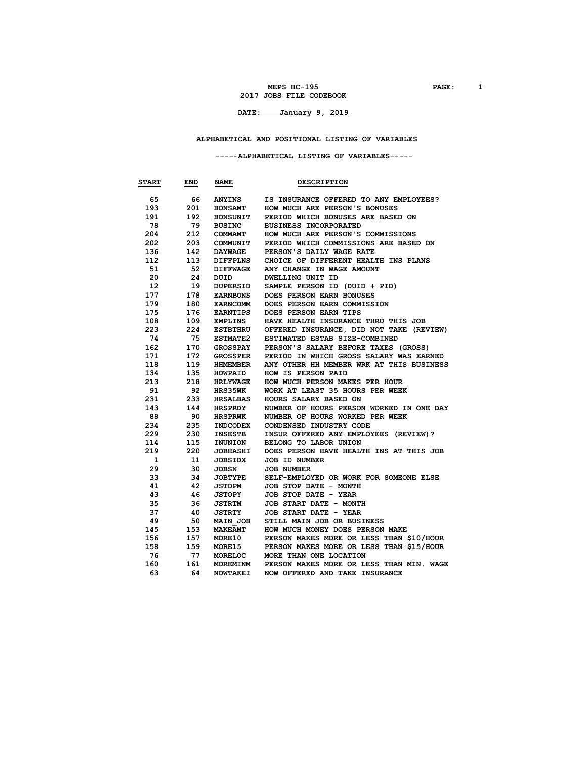# MEPS HC-195
## 2017 JOBS FILE CODEBOOK

**DATE: January 9, 2019**

### ALPHABETICAL AND POSITIONAL LISTING OF VARIABLES

#### -----ALPHABETICAL LISTING OF VARIABLES-----

| START | END | NAME | DESCRIPTION |
|---|---|---|---|
| 65 | 66 | ANYINS | IS INSURANCE OFFERED TO ANY EMPLOYEES? |
| 193 | 201 | BONSAMT | HOW MUCH ARE PERSON'S BONUSES |
| 191 | 192 | BONSUNIT | PERIOD WHICH BONUSES ARE BASED ON |
| 78 | 79 | BUSINC | BUSINESS INCORPORATED |
| 204 | 212 | COMMAMT | HOW MUCH ARE PERSON'S COMMISSIONS |
| 202 | 203 | COMMUNIT | PERIOD WHICH COMMISSIONS ARE BASED ON |
| 136 | 142 | DAYWAGE | PERSON'S DAILY WAGE RATE |
| 112 | 113 | DIFFPLNS | CHOICE OF DIFFERENT HEALTH INS PLANS |
| 51 | 52 | DIFFWAGE | ANY CHANGE IN WAGE AMOUNT |
| 20 | 24 | DUID | DWELLING UNIT ID |
| 12 | 19 | DUPERSID | SAMPLE PERSON ID (DUID + PID) |
| 177 | 178 | EARNBONS | DOES PERSON EARN BONUSES |
| 179 | 180 | EARNCOMM | DOES PERSON EARN COMMISSION |
| 175 | 176 | EARNTIPS | DOES PERSON EARN TIPS |
| 108 | 109 | EMPLINS | HAVE HEALTH INSURANCE THRU THIS JOB |
| 223 | 224 | ESTBTHRU | OFFERED INSURANCE, DID NOT TAKE (REVIEW) |
| 74 | 75 | ESTMATE2 | ESTIMATED ESTAB SIZE-COMBINED |
| 162 | 170 | GROSSPAY | PERSON'S SALARY BEFORE TAXES (GROSS) |
| 171 | 172 | GROSSPER | PERIOD IN WHICH GROSS SALARY WAS EARNED |
| 118 | 119 | HHMEMBER | ANY OTHER HH MEMBER WRK AT THIS BUSINESS |
| 134 | 135 | HOWPAID | HOW IS PERSON PAID |
| 213 | 218 | HRLYWAGE | HOW MUCH PERSON MAKES PER HOUR |
| 91 | 92 | HRS35WK | WORK AT LEAST 35 HOURS PER WEEK |
| 231 | 233 | HRSALBAS | HOURS SALARY BASED ON |
| 143 | 144 | HRSPRDY | NUMBER OF HOURS PERSON WORKED IN ONE DAY |
| 88 | 90 | HRSPRWK | NUMBER OF HOURS WORKED PER WEEK |
| 234 | 235 | INDCODEX | CONDENSED INDUSTRY CODE |
| 229 | 230 | INSESTB | INSUR OFFERED ANY EMPLOYEES (REVIEW)? |
| 114 | 115 | INUNION | BELONG TO LABOR UNION |
| 219 | 220 | JOBHASHI | DOES PERSON HAVE HEALTH INS AT THIS JOB |
| 1 | 11 | JOBSIDX | JOB ID NUMBER |
| 29 | 30 | JOBSN | JOB NUMBER |
| 33 | 34 | JOBTYPE | SELF-EMPLOYED OR WORK FOR SOMEONE ELSE |
| 41 | 42 | JSTOPM | JOB STOP DATE - MONTH |
| 43 | 46 | JSTOPY | JOB STOP DATE - YEAR |
| 35 | 36 | JSTRTM | JOB START DATE - MONTH |
| 37 | 40 | JSTRTY | JOB START DATE - YEAR |
| 49 | 50 | MAIN_JOB | STILL MAIN JOB OR BUSINESS |
| 145 | 153 | MAKEAMT | HOW MUCH MONEY DOES PERSON MAKE |
| 156 | 157 | MORE10 | PERSON MAKES MORE OR LESS THAN $10/HOUR |
| 158 | 159 | MORE15 | PERSON MAKES MORE OR LESS THAN $15/HOUR |
| 76 | 77 | MORELOC | MORE THAN ONE LOCATION |
| 160 | 161 | MOREMINM | PERSON MAKES MORE OR LESS THAN MIN. WAGE |
| 63 | 64 | NOWTAKEI | NOW OFFERED AND TAKE INSURANCE |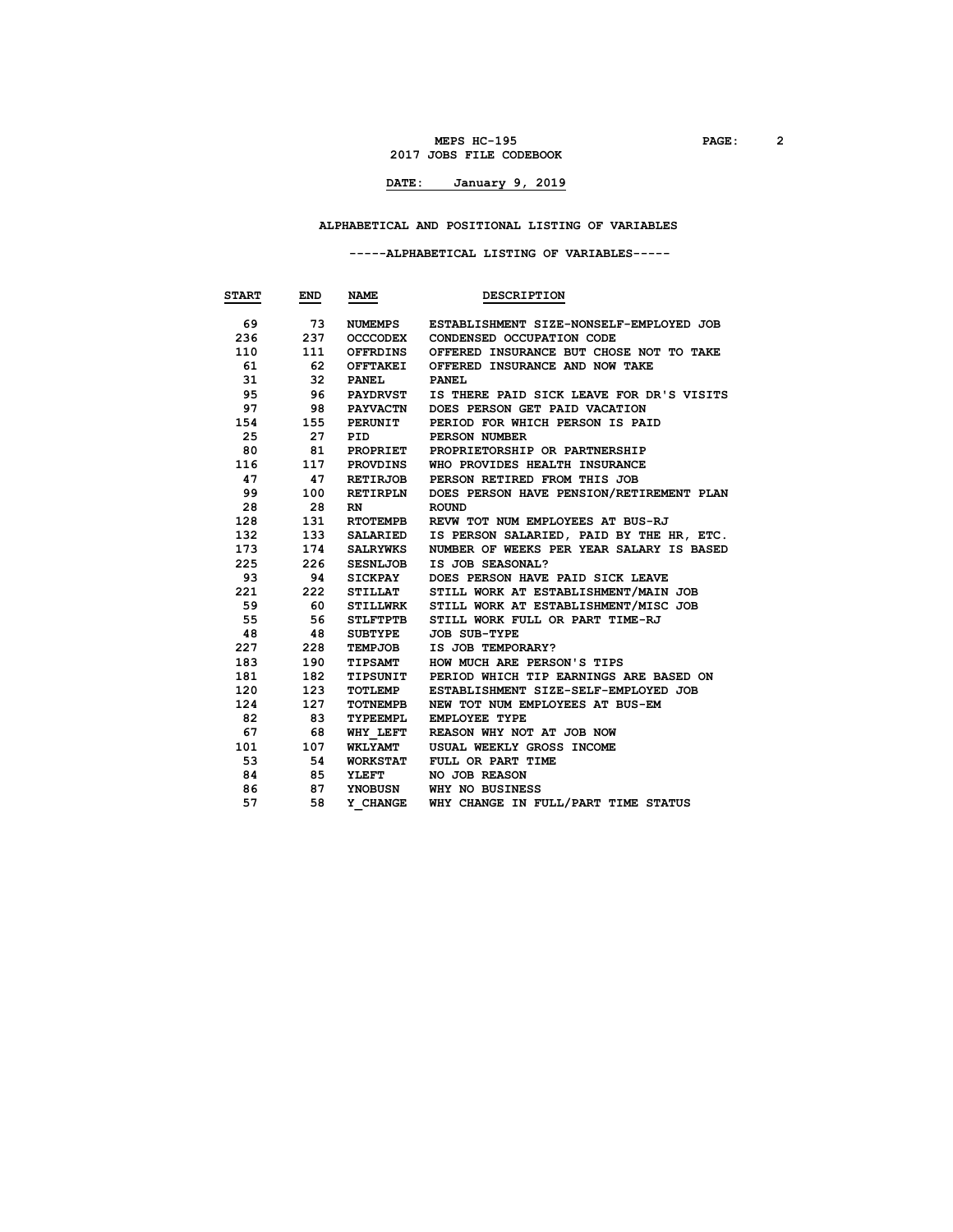MEPS HC-195
2017 JOBS FILE CODEBOOK

**DATE: January 9, 2019**

## ALPHABETICAL AND POSITIONAL LISTING OF VARIABLES

### -----ALPHABETICAL LISTING OF VARIABLES-----

| START | END | NAME | DESCRIPTION |
|---|---|---|---|
| 69 | 73 | NUMEMPS | ESTABLISHMENT SIZE-NONSELF-EMPLOYED JOB |
| 236 | 237 | OCCCODEX | CONDENSED OCCUPATION CODE |
| 110 | 111 | OFFRDINS | OFFERED INSURANCE BUT CHOSE NOT TO TAKE |
| 61 | 62 | OFFTAKEI | OFFERED INSURANCE AND NOW TAKE |
| 31 | 32 | PANEL | PANEL |
| 95 | 96 | PAYDRVST | IS THERE PAID SICK LEAVE FOR DR'S VISITS |
| 97 | 98 | PAYVACTN | DOES PERSON GET PAID VACATION |
| 154 | 155 | PERUNIT | PERIOD FOR WHICH PERSON IS PAID |
| 25 | 27 | PID | PERSON NUMBER |
| 80 | 81 | PROPRIET | PROPRIETORSHIP OR PARTNERSHIP |
| 116 | 117 | PROVDINS | WHO PROVIDES HEALTH INSURANCE |
| 47 | 47 | RETIRJOB | PERSON RETIRED FROM THIS JOB |
| 99 | 100 | RETIRPLN | DOES PERSON HAVE PENSION/RETIREMENT PLAN |
| 28 | 28 | RN | ROUND |
| 128 | 131 | RTOTEMPB | REVW TOT NUM EMPLOYEES AT BUS-RJ |
| 132 | 133 | SALARIED | IS PERSON SALARIED, PAID BY THE HR, ETC. |
| 173 | 174 | SALRYWKS | NUMBER OF WEEKS PER YEAR SALARY IS BASED |
| 225 | 226 | SESNLJOB | IS JOB SEASONAL? |
| 93 | 94 | SICKPAY | DOES PERSON HAVE PAID SICK LEAVE |
| 221 | 222 | STILLAT | STILL WORK AT ESTABLISHMENT/MAIN JOB |
| 59 | 60 | STILLWRK | STILL WORK AT ESTABLISHMENT/MISC JOB |
| 55 | 56 | STLFTPTB | STILL WORK FULL OR PART TIME-RJ |
| 48 | 48 | SUBTYPE | JOB SUB-TYPE |
| 227 | 228 | TEMPJOB | IS JOB TEMPORARY? |
| 183 | 190 | TIPSAMT | HOW MUCH ARE PERSON'S TIPS |
| 181 | 182 | TIPSUNIT | PERIOD WHICH TIP EARNINGS ARE BASED ON |
| 120 | 123 | TOTLEMP | ESTABLISHMENT SIZE-SELF-EMPLOYED JOB |
| 124 | 127 | TOTNEMPB | NEW TOT NUM EMPLOYEES AT BUS-EM |
| 82 | 83 | TYPEEMPL | EMPLOYEE TYPE |
| 67 | 68 | WHY_LEFT | REASON WHY NOT AT JOB NOW |
| 101 | 107 | WKLYAMT | USUAL WEEKLY GROSS INCOME |
| 53 | 54 | WORKSTAT | FULL OR PART TIME |
| 84 | 85 | YLEFT | NO JOB REASON |
| 86 | 87 | YNOBUSN | WHY NO BUSINESS |
| 57 | 58 | Y_CHANGE | WHY CHANGE IN FULL/PART TIME STATUS |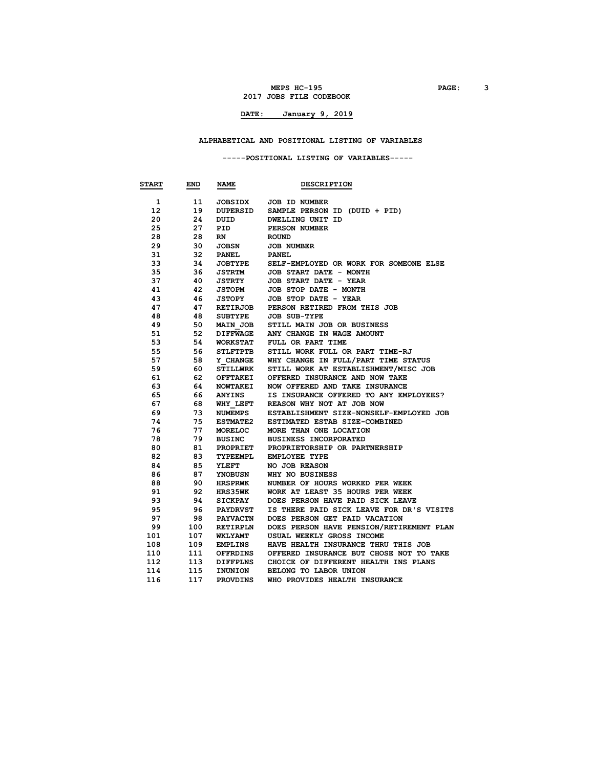MEPS HC-195
2017 JOBS FILE CODEBOOK

**DATE: January 9, 2019**

## ALPHABETICAL AND POSITIONAL LISTING OF VARIABLES

### -----POSITIONAL LISTING OF VARIABLES-----

| START | END | NAME | DESCRIPTION |
|---|---|---|---|
| 1 | 11 | JOBSIDX | JOB ID NUMBER |
| 12 | 19 | DUPERSID | SAMPLE PERSON ID (DUID + PID) |
| 20 | 24 | DUID | DWELLING UNIT ID |
| 25 | 27 | PID | PERSON NUMBER |
| 28 | 28 | RN | ROUND |
| 29 | 30 | JOBSN | JOB NUMBER |
| 31 | 32 | PANEL | PANEL |
| 33 | 34 | JOBTYPE | SELF-EMPLOYED OR WORK FOR SOMEONE ELSE |
| 35 | 36 | JSTRTM | JOB START DATE - MONTH |
| 37 | 40 | JSTRTY | JOB START DATE - YEAR |
| 41 | 42 | JSTOPM | JOB STOP DATE - MONTH |
| 43 | 46 | JSTOPY | JOB STOP DATE - YEAR |
| 47 | 47 | RETIRJOB | PERSON RETIRED FROM THIS JOB |
| 48 | 48 | SUBTYPE | JOB SUB-TYPE |
| 49 | 50 | MAIN_JOB | STILL MAIN JOB OR BUSINESS |
| 51 | 52 | DIFFWAGE | ANY CHANGE IN WAGE AMOUNT |
| 53 | 54 | WORKSTAT | FULL OR PART TIME |
| 55 | 56 | STLFTPTB | STILL WORK FULL OR PART TIME-RJ |
| 57 | 58 | Y_CHANGE | WHY CHANGE IN FULL/PART TIME STATUS |
| 59 | 60 | STILLWRK | STILL WORK AT ESTABLISHMENT/MISC JOB |
| 61 | 62 | OFFTAKEI | OFFERED INSURANCE AND NOW TAKE |
| 63 | 64 | NOWTAKEI | NOW OFFERED AND TAKE INSURANCE |
| 65 | 66 | ANYINS | IS INSURANCE OFFERED TO ANY EMPLOYEES? |
| 67 | 68 | WHY_LEFT | REASON WHY NOT AT JOB NOW |
| 69 | 73 | NUMEMPS | ESTABLISHMENT SIZE-NONSELF-EMPLOYED JOB |
| 74 | 75 | ESTMATE2 | ESTIMATED ESTAB SIZE-COMBINED |
| 76 | 77 | MORELOC | MORE THAN ONE LOCATION |
| 78 | 79 | BUSINC | BUSINESS INCORPORATED |
| 80 | 81 | PROPRIET | PROPRIETORSHIP OR PARTNERSHIP |
| 82 | 83 | TYPEEMPL | EMPLOYEE TYPE |
| 84 | 85 | YLEFT | NO JOB REASON |
| 86 | 87 | YNOBUSN | WHY NO BUSINESS |
| 88 | 90 | HRSPRWK | NUMBER OF HOURS WORKED PER WEEK |
| 91 | 92 | HRS35WK | WORK AT LEAST 35 HOURS PER WEEK |
| 93 | 94 | SICKPAY | DOES PERSON HAVE PAID SICK LEAVE |
| 95 | 96 | PAYDRVST | IS THERE PAID SICK LEAVE FOR DR'S VISITS |
| 97 | 98 | PAYVACTN | DOES PERSON GET PAID VACATION |
| 99 | 100 | RETIRPLN | DOES PERSON HAVE PENSION/RETIREMENT PLAN |
| 101 | 107 | WKLYAMT | USUAL WEEKLY GROSS INCOME |
| 108 | 109 | EMPLINS | HAVE HEALTH INSURANCE THRU THIS JOB |
| 110 | 111 | OFFRDINS | OFFERED INSURANCE BUT CHOSE NOT TO TAKE |
| 112 | 113 | DIFFPLNS | CHOICE OF DIFFERENT HEALTH INS PLANS |
| 114 | 115 | INUNION | BELONG TO LABOR UNION |
| 116 | 117 | PROVDINS | WHO PROVIDES HEALTH INSURANCE |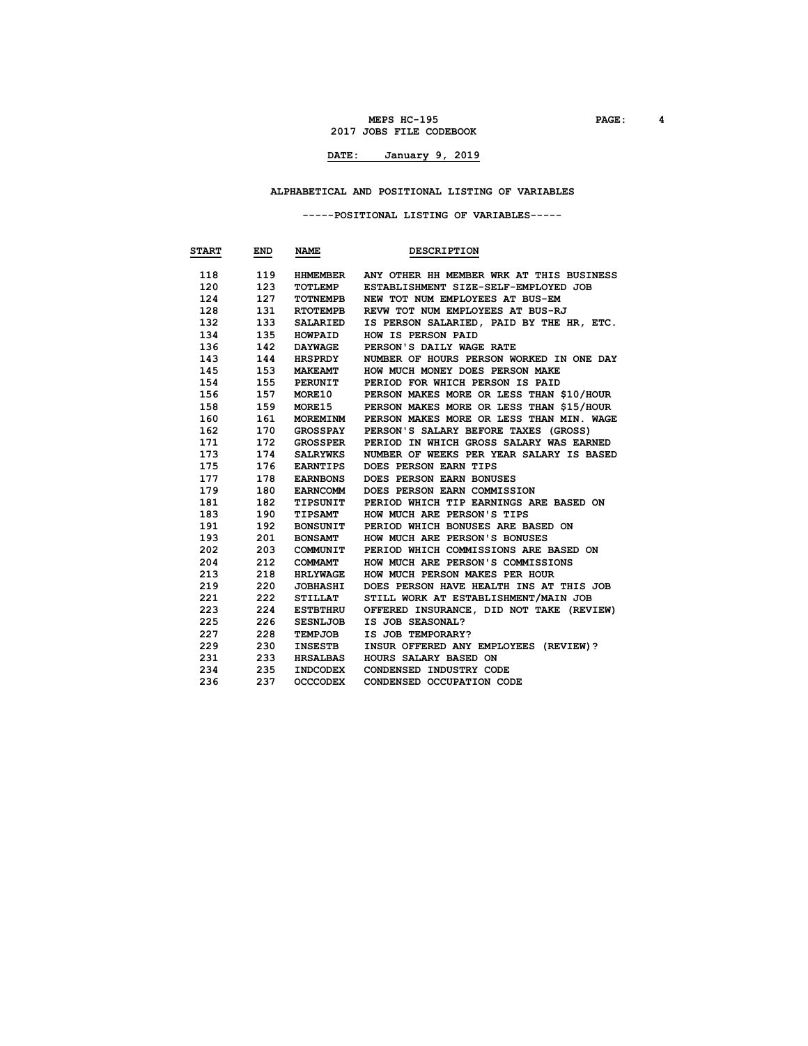## ALPHABETICAL AND POSITIONAL LISTING OF VARIABLES

### -----POSITIONAL LISTING OF VARIABLES-----

| START | END | NAME | DESCRIPTION |
|---|---|---|---|
| 118 | 119 | HHMEMBER | ANY OTHER HH MEMBER WRK AT THIS BUSINESS |
| 120 | 123 | TOTLEMP | ESTABLISHMENT SIZE-SELF-EMPLOYED JOB |
| 124 | 127 | TOTNEMPB | NEW TOT NUM EMPLOYEES AT BUS-EM |
| 128 | 131 | RTOTEMPB | REVW TOT NUM EMPLOYEES AT BUS-RJ |
| 132 | 133 | SALARIED | IS PERSON SALARIED, PAID BY THE HR, ETC. |
| 134 | 135 | HOWPAID | HOW IS PERSON PAID |
| 136 | 142 | DAYWAGE | PERSON'S DAILY WAGE RATE |
| 143 | 144 | HRSPRDY | NUMBER OF HOURS PERSON WORKED IN ONE DAY |
| 145 | 153 | MAKEAMT | HOW MUCH MONEY DOES PERSON MAKE |
| 154 | 155 | PERUNIT | PERIOD FOR WHICH PERSON IS PAID |
| 156 | 157 | MORE10 | PERSON MAKES MORE OR LESS THAN $10/HOUR |
| 158 | 159 | MORE15 | PERSON MAKES MORE OR LESS THAN $15/HOUR |
| 160 | 161 | MOREMINM | PERSON MAKES MORE OR LESS THAN MIN. WAGE |
| 162 | 170 | GROSSPAY | PERSON'S SALARY BEFORE TAXES (GROSS) |
| 171 | 172 | GROSSPER | PERIOD IN WHICH GROSS SALARY WAS EARNED |
| 173 | 174 | SALRYWKS | NUMBER OF WEEKS PER YEAR SALARY IS BASED |
| 175 | 176 | EARNTIPS | DOES PERSON EARN TIPS |
| 177 | 178 | EARNBONS | DOES PERSON EARN BONUSES |
| 179 | 180 | EARNCOMM | DOES PERSON EARN COMMISSION |
| 181 | 182 | TIPSUNIT | PERIOD WHICH TIP EARNINGS ARE BASED ON |
| 183 | 190 | TIPSAMT | HOW MUCH ARE PERSON'S TIPS |
| 191 | 192 | BONSUNIT | PERIOD WHICH BONUSES ARE BASED ON |
| 193 | 201 | BONSAMT | HOW MUCH ARE PERSON'S BONUSES |
| 202 | 203 | COMMUNIT | PERIOD WHICH COMMISSIONS ARE BASED ON |
| 204 | 212 | COMMAMT | HOW MUCH ARE PERSON'S COMMISSIONS |
| 213 | 218 | HRLYWAGE | HOW MUCH PERSON MAKES PER HOUR |
| 219 | 220 | JOBHASHI | DOES PERSON HAVE HEALTH INS AT THIS JOB |
| 221 | 222 | STILLAT | STILL WORK AT ESTABLISHMENT/MAIN JOB |
| 223 | 224 | ESTBTHRU | OFFERED INSURANCE, DID NOT TAKE (REVIEW) |
| 225 | 226 | SESNLJOB | IS JOB SEASONAL? |
| 227 | 228 | TEMPJOB | IS JOB TEMPORARY? |
| 229 | 230 | INSESTB | INSUR OFFERED ANY EMPLOYEES (REVIEW)? |
| 231 | 233 | HRSALBAS | HOURS SALARY BASED ON |
| 234 | 235 | INDCODEX | CONDENSED INDUSTRY CODE |
| 236 | 237 | OCCCODEX | CONDENSED OCCUPATION CODE |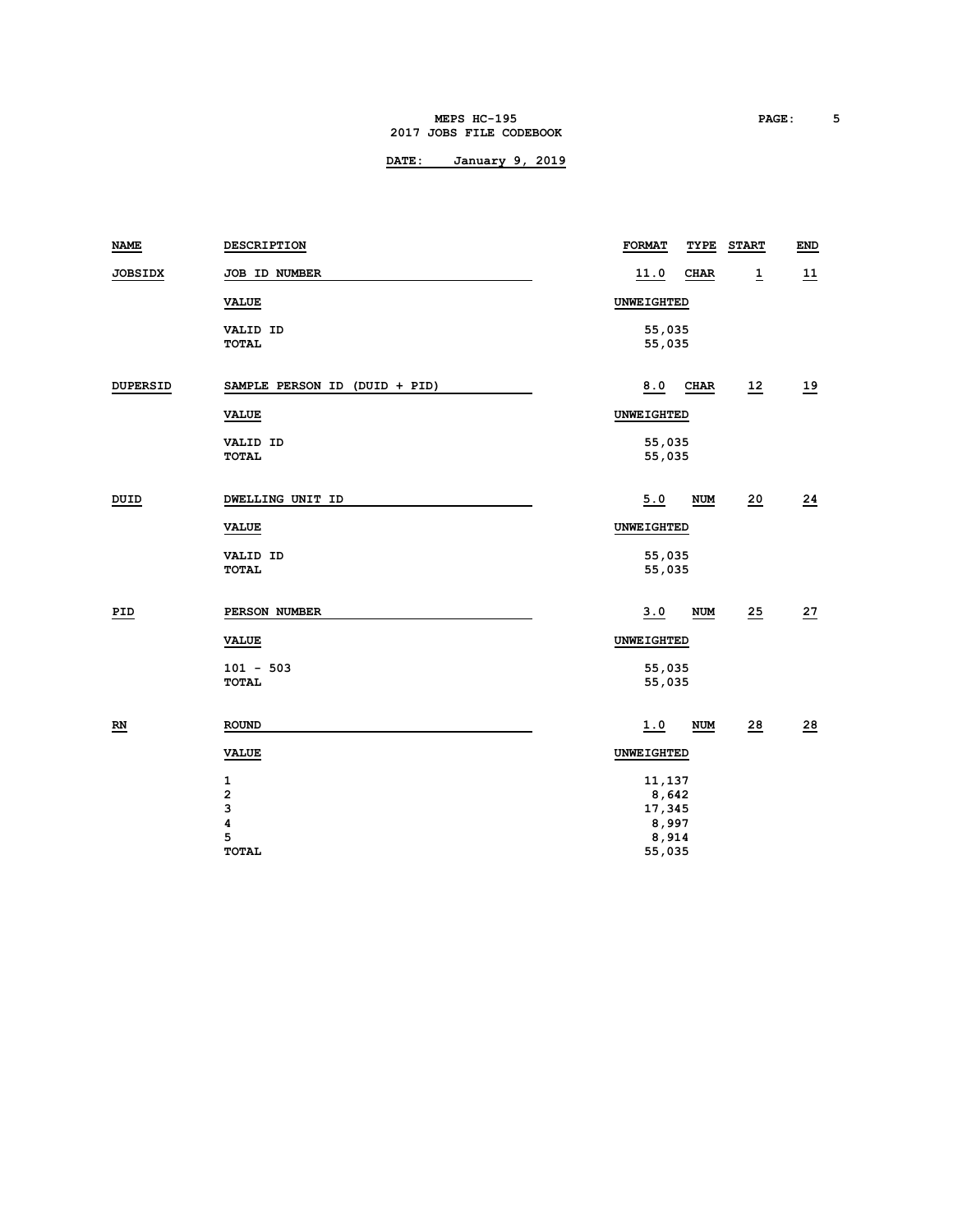MEPS HC-195
2017 JOBS FILE CODEBOOK

**DATE: January 9, 2019**

| NAME | DESCRIPTION | FORMAT | TYPE | START | END |
|---|---|---|---|---|---|
| JOBSIDX | JOB ID NUMBER | 11.0 | CHAR | 1 | 11 |

| VALUE | UNWEIGHTED |
|---|---|
| VALID ID | 55,035 |
| TOTAL | 55,035 |

| NAME | DESCRIPTION | FORMAT | TYPE | START | END |
|---|---|---|---|---|---|
| DUPERSID | SAMPLE PERSON ID (DUID + PID) | 8.0 | CHAR | 12 | 19 |

| VALUE | UNWEIGHTED |
|---|---|
| VALID ID | 55,035 |
| TOTAL | 55,035 |

| NAME | DESCRIPTION | FORMAT | TYPE | START | END |
|---|---|---|---|---|---|
| DUID | DWELLING UNIT ID | 5.0 | NUM | 20 | 24 |

| VALUE | UNWEIGHTED |
|---|---|
| VALID ID | 55,035 |
| TOTAL | 55,035 |

| NAME | DESCRIPTION | FORMAT | TYPE | START | END |
|---|---|---|---|---|---|
| PID | PERSON NUMBER | 3.0 | NUM | 25 | 27 |

| VALUE | UNWEIGHTED |
|---|---|
| 101 - 503 | 55,035 |
| TOTAL | 55,035 |

| NAME | DESCRIPTION | FORMAT | TYPE | START | END |
|---|---|---|---|---|---|
| RN | ROUND | 1.0 | NUM | 28 | 28 |

| VALUE | UNWEIGHTED |
|---|---|
| 1 | 11,137 |
| 2 | 8,642 |
| 3 | 17,345 |
| 4 | 8,997 |
| 5 | 8,914 |
| TOTAL | 55,035 |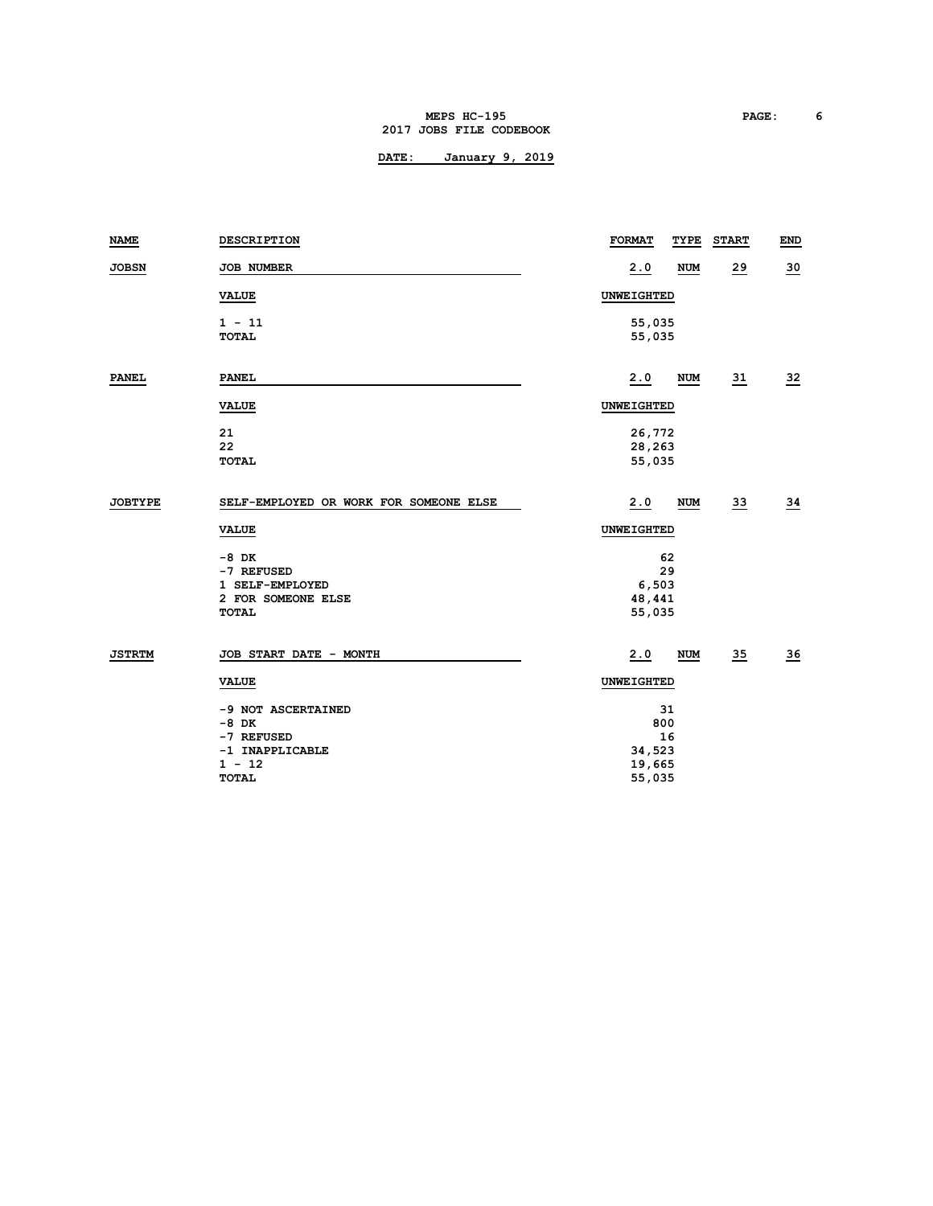| NAME | DESCRIPTION | FORMAT | TYPE | START | END |
|---|---|---|---|---|---|
| JOBSN | JOB NUMBER | 2.0 | NUM | 29 | 30 |

| VALUE | UNWEIGHTED |
|---|---|
| 1 - 11 | 55,035 |
| TOTAL | 55,035 |

| NAME | DESCRIPTION | FORMAT | TYPE | START | END |
|---|---|---|---|---|---|
| PANEL | PANEL | 2.0 | NUM | 31 | 32 |

| VALUE | UNWEIGHTED |
|---|---|
| 21 | 26,772 |
| 22 | 28,263 |
| TOTAL | 55,035 |

| NAME | DESCRIPTION | FORMAT | TYPE | START | END |
|---|---|---|---|---|---|
| JOBTYPE | SELF-EMPLOYED OR WORK FOR SOMEONE ELSE | 2.0 | NUM | 33 | 34 |

| VALUE | UNWEIGHTED |
|---|---|
| -8 DK | 62 |
| -7 REFUSED | 29 |
| 1 SELF-EMPLOYED | 6,503 |
| 2 FOR SOMEONE ELSE | 48,441 |
| TOTAL | 55,035 |

| NAME | DESCRIPTION | FORMAT | TYPE | START | END |
|---|---|---|---|---|---|
| JSTRTM | JOB START DATE - MONTH | 2.0 | NUM | 35 | 36 |

| VALUE | UNWEIGHTED |
|---|---|
| -9 NOT ASCERTAINED | 31 |
| -8 DK | 800 |
| -7 REFUSED | 16 |
| -1 INAPPLICABLE | 34,523 |
| 1 - 12 | 19,665 |
| TOTAL | 55,035 |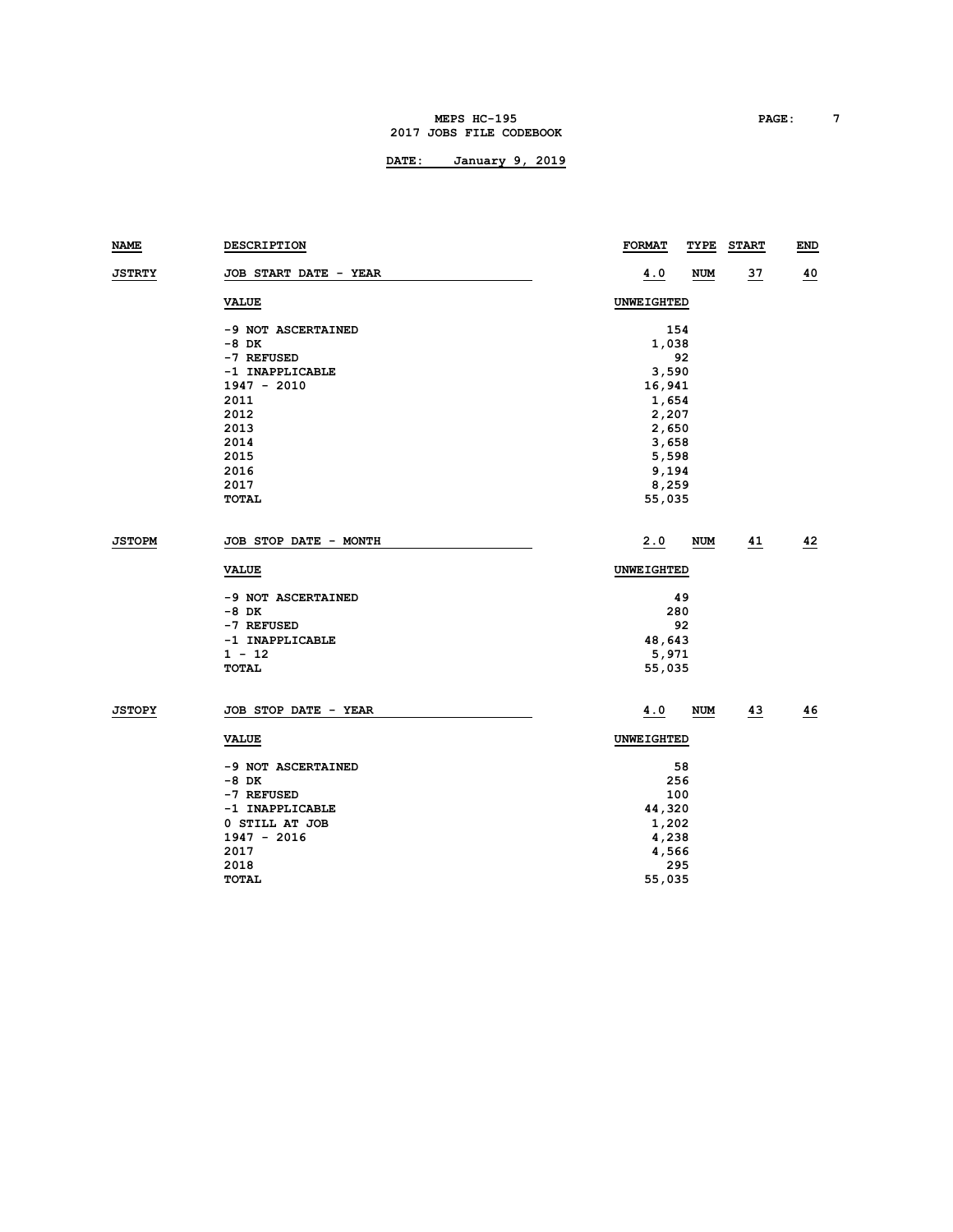| NAME | DESCRIPTION | FORMAT | TYPE | START | END |
|---|---|---|---|---|---|
| JSTRTY | JOB START DATE - YEAR | 4.0 | NUM | 37 | 40 |

| VALUE | UNWEIGHTED |
|---|---|
| -9 NOT ASCERTAINED | 154 |
| -8 DK | 1,038 |
| -7 REFUSED | 92 |
| -1 INAPPLICABLE | 3,590 |
| 1947 - 2010 | 16,941 |
| 2011 | 1,654 |
| 2012 | 2,207 |
| 2013 | 2,650 |
| 2014 | 3,658 |
| 2015 | 5,598 |
| 2016 | 9,194 |
| 2017 | 8,259 |
| TOTAL | 55,035 |

| NAME | DESCRIPTION | FORMAT | TYPE | START | END |
|---|---|---|---|---|---|
| JSTOPM | JOB STOP DATE - MONTH | 2.0 | NUM | 41 | 42 |

| VALUE | UNWEIGHTED |
|---|---|
| -9 NOT ASCERTAINED | 49 |
| -8 DK | 280 |
| -7 REFUSED | 92 |
| -1 INAPPLICABLE | 48,643 |
| 1 - 12 | 5,971 |
| TOTAL | 55,035 |

| NAME | DESCRIPTION | FORMAT | TYPE | START | END |
|---|---|---|---|---|---|
| JSTOPY | JOB STOP DATE - YEAR | 4.0 | NUM | 43 | 46 |

| VALUE | UNWEIGHTED |
|---|---|
| -9 NOT ASCERTAINED | 58 |
| -8 DK | 256 |
| -7 REFUSED | 100 |
| -1 INAPPLICABLE | 44,320 |
| 0 STILL AT JOB | 1,202 |
| 1947 - 2016 | 4,238 |
| 2017 | 4,566 |
| 2018 | 295 |
| TOTAL | 55,035 |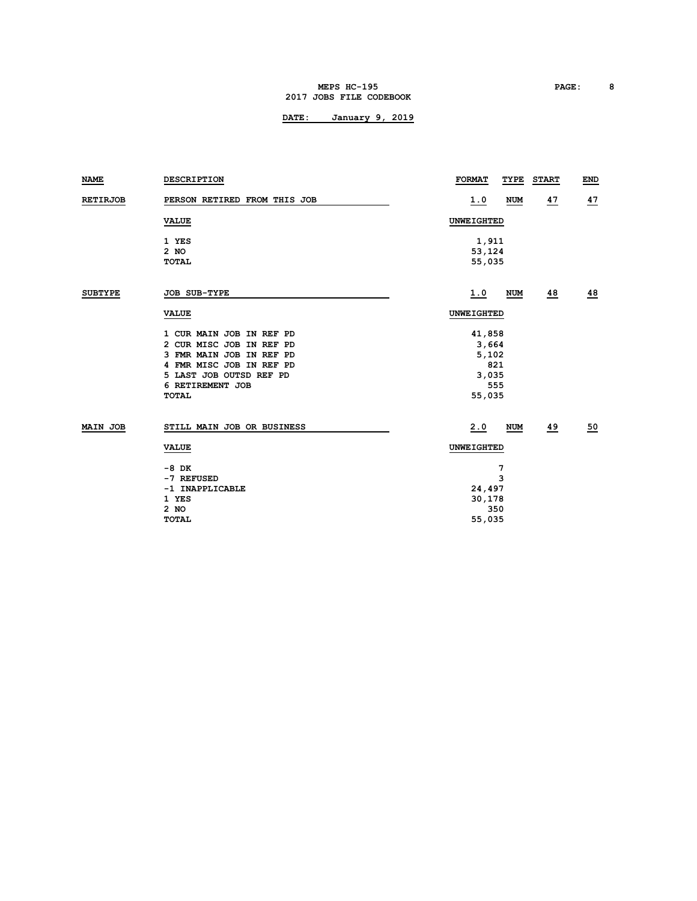| NAME | DESCRIPTION | FORMAT | TYPE | START | END |
|---|---|---|---|---|---|
| RETIRJOB | PERSON RETIRED FROM THIS JOB | 1.0 | NUM | 47 | 47 |

| VALUE | UNWEIGHTED |
|---|---|
| 1 YES | 1,911 |
| 2 NO | 53,124 |
| TOTAL | 55,035 |

| NAME | DESCRIPTION | FORMAT | TYPE | START | END |
|---|---|---|---|---|---|
| SUBTYPE | JOB SUB-TYPE | 1.0 | NUM | 48 | 48 |

| VALUE | UNWEIGHTED |
|---|---|
| 1 CUR MAIN JOB IN REF PD | 41,858 |
| 2 CUR MISC JOB IN REF PD | 3,664 |
| 3 FMR MAIN JOB IN REF PD | 5,102 |
| 4 FMR MISC JOB IN REF PD | 821 |
| 5 LAST JOB OUTSD REF PD | 3,035 |
| 6 RETIREMENT JOB | 555 |
| TOTAL | 55,035 |

| NAME | DESCRIPTION | FORMAT | TYPE | START | END |
|---|---|---|---|---|---|
| MAIN JOB | STILL MAIN JOB OR BUSINESS | 2.0 | NUM | 49 | 50 |

| VALUE | UNWEIGHTED |
|---|---|
| -8 DK | 7 |
| -7 REFUSED | 3 |
| -1 INAPPLICABLE | 24,497 |
| 1 YES | 30,178 |
| 2 NO | 350 |
| TOTAL | 55,035 |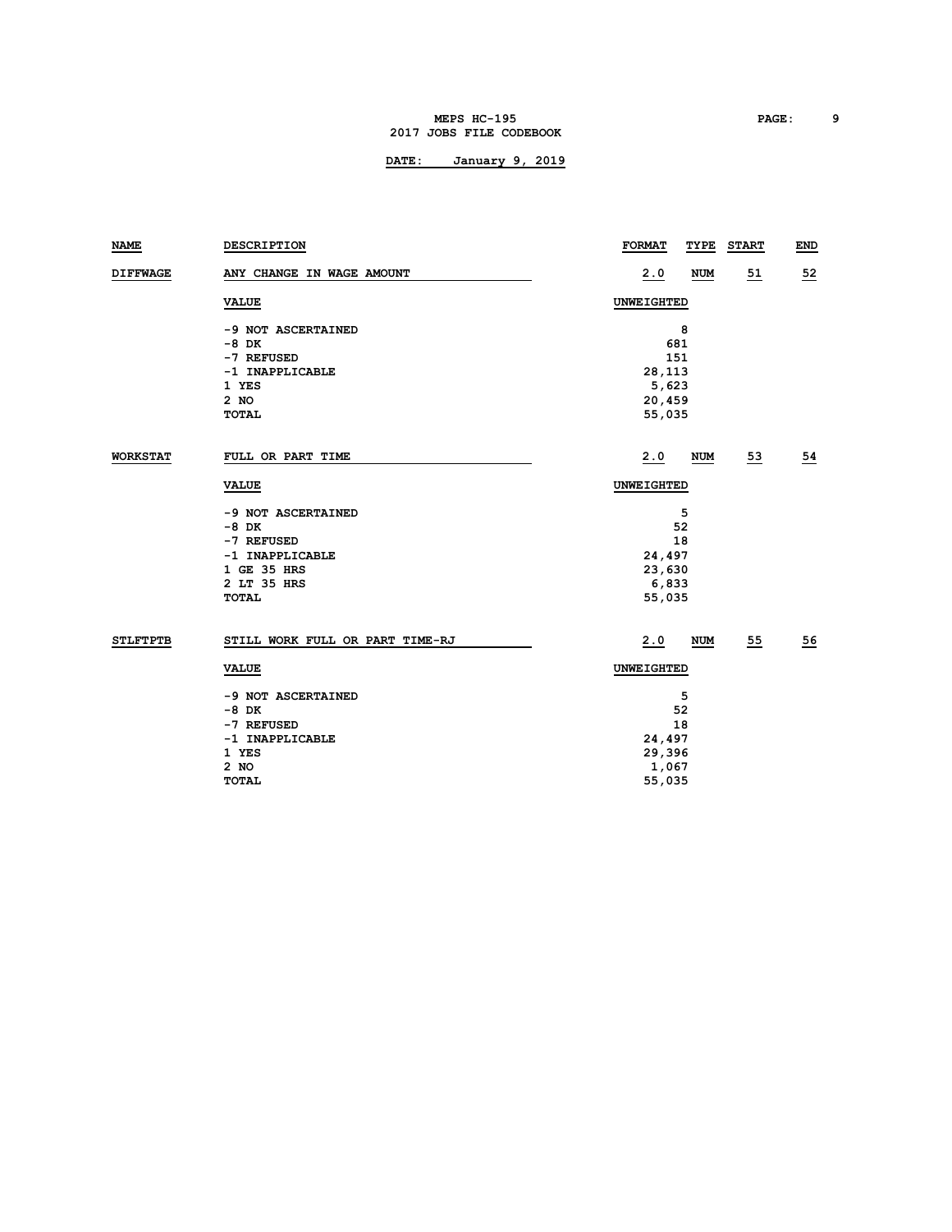| NAME | DESCRIPTION | FORMAT | TYPE | START | END |
|---|---|---|---|---|---|
| DIFFWAGE | ANY CHANGE IN WAGE AMOUNT | 2.0 | NUM | 51 | 52 |

| VALUE | UNWEIGHTED |
|---|---|
| -9 NOT ASCERTAINED | 8 |
| -8 DK | 681 |
| -7 REFUSED | 151 |
| -1 INAPPLICABLE | 28,113 |
| 1 YES | 5,623 |
| 2 NO | 20,459 |
| TOTAL | 55,035 |

| NAME | DESCRIPTION | FORMAT | TYPE | START | END |
|---|---|---|---|---|---|
| WORKSTAT | FULL OR PART TIME | 2.0 | NUM | 53 | 54 |

| VALUE | UNWEIGHTED |
|---|---|
| -9 NOT ASCERTAINED | 5 |
| -8 DK | 52 |
| -7 REFUSED | 18 |
| -1 INAPPLICABLE | 24,497 |
| 1 GE 35 HRS | 23,630 |
| 2 LT 35 HRS | 6,833 |
| TOTAL | 55,035 |

| NAME | DESCRIPTION | FORMAT | TYPE | START | END |
|---|---|---|---|---|---|
| STLFTPTB | STILL WORK FULL OR PART TIME-RJ | 2.0 | NUM | 55 | 56 |

| VALUE | UNWEIGHTED |
|---|---|
| -9 NOT ASCERTAINED | 5 |
| -8 DK | 52 |
| -7 REFUSED | 18 |
| -1 INAPPLICABLE | 24,497 |
| 1 YES | 29,396 |
| 2 NO | 1,067 |
| TOTAL | 55,035 |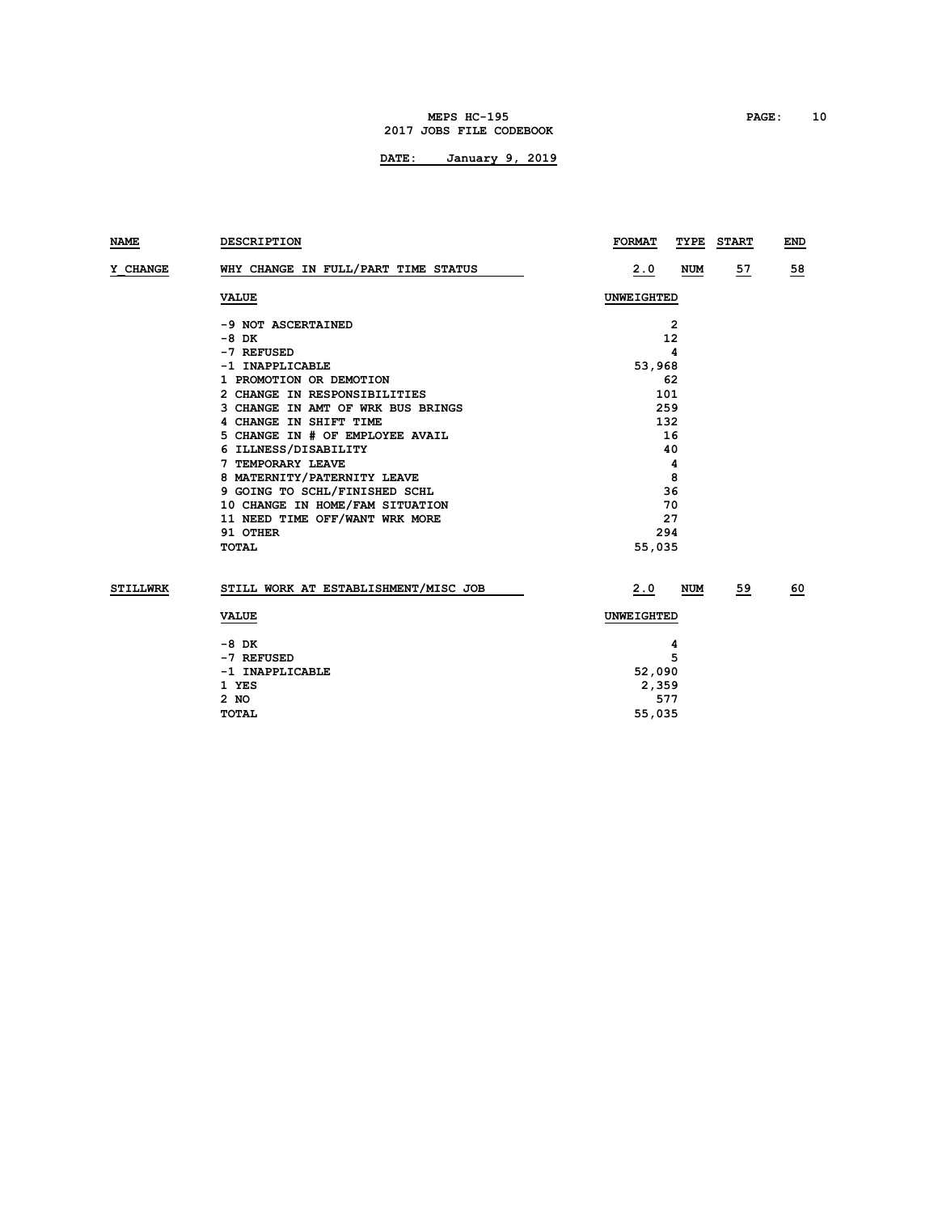| NAME | DESCRIPTION | FORMAT | TYPE | START | END |
|---|---|---|---|---|---|
| Y_CHANGE | WHY CHANGE IN FULL/PART TIME STATUS | 2.0 | NUM | 57 | 58 |

| VALUE | UNWEIGHTED |
|---|---|
| -9 NOT ASCERTAINED | 2 |
| -8 DK | 12 |
| -7 REFUSED | 4 |
| -1 INAPPLICABLE | 53,968 |
| 1 PROMOTION OR DEMOTION | 62 |
| 2 CHANGE IN RESPONSIBILITIES | 101 |
| 3 CHANGE IN AMT OF WRK BUS BRINGS | 259 |
| 4 CHANGE IN SHIFT TIME | 132 |
| 5 CHANGE IN # OF EMPLOYEE AVAIL | 16 |
| 6 ILLNESS/DISABILITY | 40 |
| 7 TEMPORARY LEAVE | 4 |
| 8 MATERNITY/PATERNITY LEAVE | 8 |
| 9 GOING TO SCHL/FINISHED SCHL | 36 |
| 10 CHANGE IN HOME/FAM SITUATION | 70 |
| 11 NEED TIME OFF/WANT WRK MORE | 27 |
| 91 OTHER | 294 |
| TOTAL | 55,035 |

| NAME | DESCRIPTION | FORMAT | TYPE | START | END |
|---|---|---|---|---|---|
| STILLWRK | STILL WORK AT ESTABLISHMENT/MISC JOB | 2.0 | NUM | 59 | 60 |

| VALUE | UNWEIGHTED |
|---|---|
| -8 DK | 4 |
| -7 REFUSED | 5 |
| -1 INAPPLICABLE | 52,090 |
| 1 YES | 2,359 |
| 2 NO | 577 |
| TOTAL | 55,035 |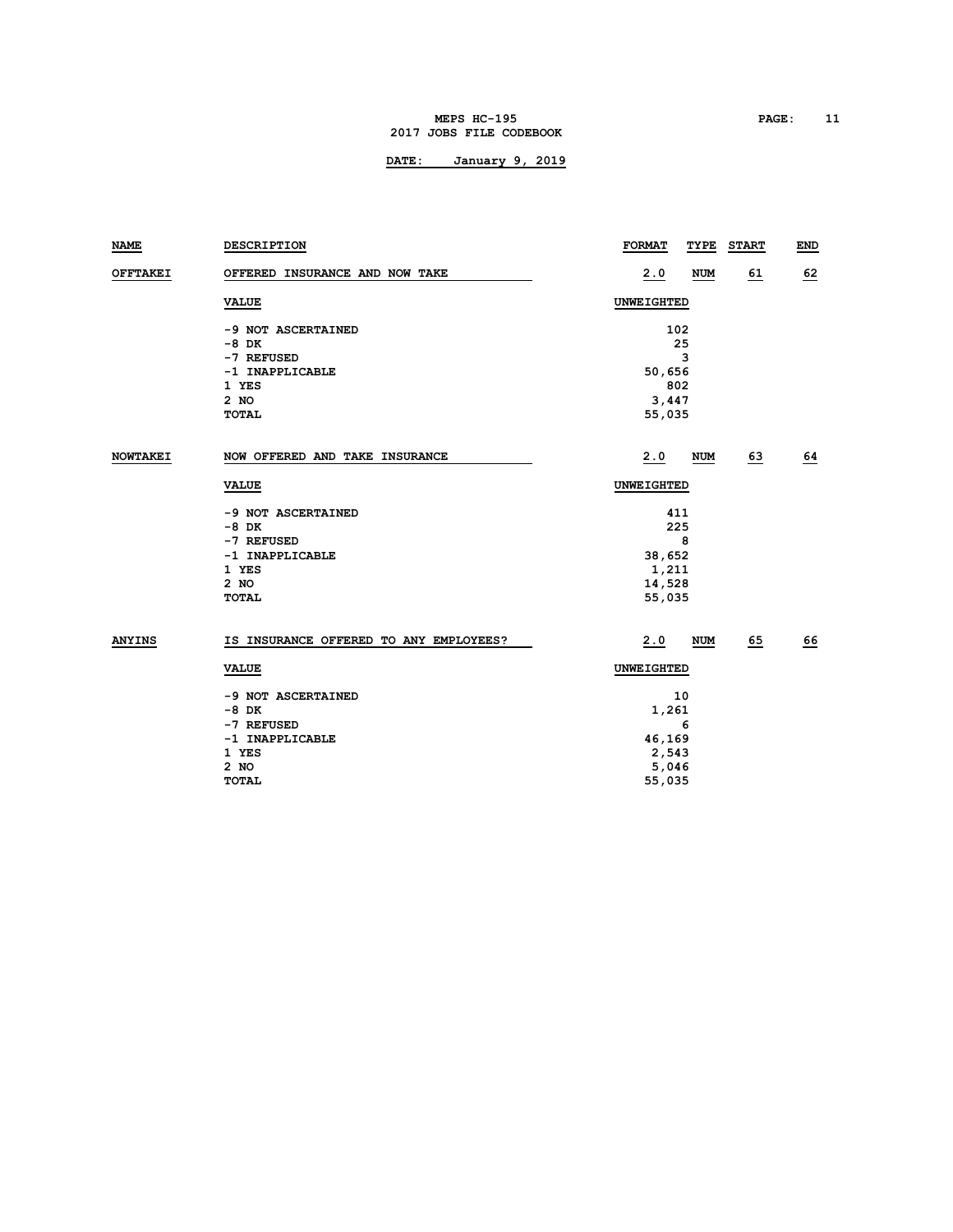| NAME | DESCRIPTION | FORMAT | TYPE | START | END |
|---|---|---|---|---|---|
| OFFTAKEI | OFFERED INSURANCE AND NOW TAKE | 2.0 | NUM | 61 | 62 |

| VALUE | UNWEIGHTED |
|---|---|
| -9 NOT ASCERTAINED | 102 |
| -8 DK | 25 |
| -7 REFUSED | 3 |
| -1 INAPPLICABLE | 50,656 |
| 1 YES | 802 |
| 2 NO | 3,447 |
| TOTAL | 55,035 |

| NAME | DESCRIPTION | FORMAT | TYPE | START | END |
|---|---|---|---|---|---|
| NOWTAKEI | NOW OFFERED AND TAKE INSURANCE | 2.0 | NUM | 63 | 64 |

| VALUE | UNWEIGHTED |
|---|---|
| -9 NOT ASCERTAINED | 411 |
| -8 DK | 225 |
| -7 REFUSED | 8 |
| -1 INAPPLICABLE | 38,652 |
| 1 YES | 1,211 |
| 2 NO | 14,528 |
| TOTAL | 55,035 |

| NAME | DESCRIPTION | FORMAT | TYPE | START | END |
|---|---|---|---|---|---|
| ANYINS | IS INSURANCE OFFERED TO ANY EMPLOYEES? | 2.0 | NUM | 65 | 66 |

| VALUE | UNWEIGHTED |
|---|---|
| -9 NOT ASCERTAINED | 10 |
| -8 DK | 1,261 |
| -7 REFUSED | 6 |
| -1 INAPPLICABLE | 46,169 |
| 1 YES | 2,543 |
| 2 NO | 5,046 |
| TOTAL | 55,035 |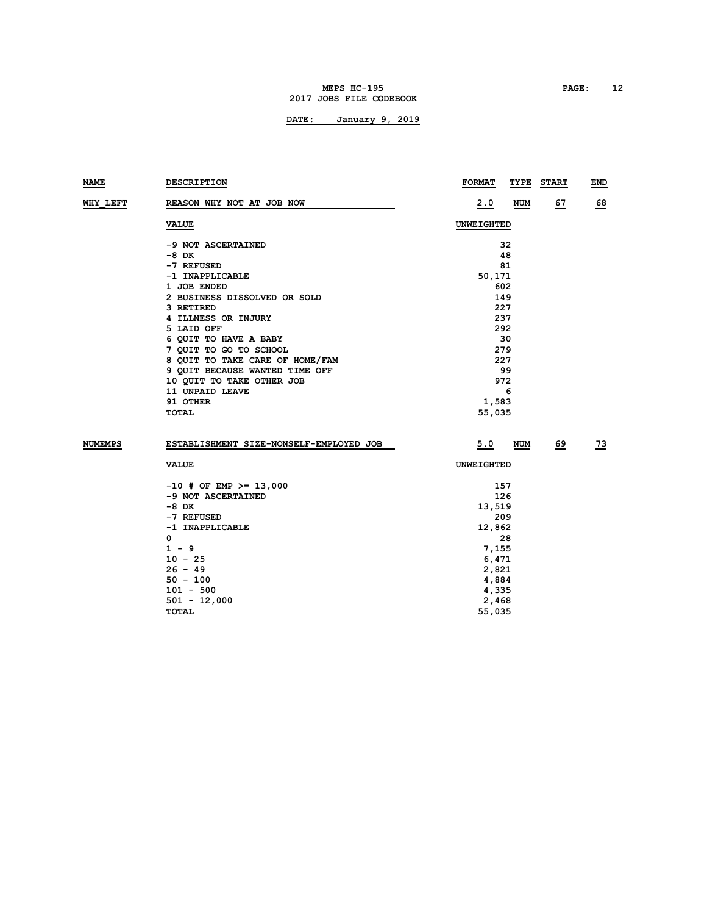| NAME | DESCRIPTION | FORMAT | TYPE | START | END |
|---|---|---|---|---|---|
| WHY_LEFT | REASON WHY NOT AT JOB NOW | 2.0 | NUM | 67 | 68 |

| VALUE | UNWEIGHTED |
|---|---|
| -9 NOT ASCERTAINED | 32 |
| -8 DK | 48 |
| -7 REFUSED | 81 |
| -1 INAPPLICABLE | 50,171 |
| 1 JOB ENDED | 602 |
| 2 BUSINESS DISSOLVED OR SOLD | 149 |
| 3 RETIRED | 227 |
| 4 ILLNESS OR INJURY | 237 |
| 5 LAID OFF | 292 |
| 6 QUIT TO HAVE A BABY | 30 |
| 7 QUIT TO GO TO SCHOOL | 279 |
| 8 QUIT TO TAKE CARE OF HOME/FAM | 227 |
| 9 QUIT BECAUSE WANTED TIME OFF | 99 |
| 10 QUIT TO TAKE OTHER JOB | 972 |
| 11 UNPAID LEAVE | 6 |
| 91 OTHER | 1,583 |
| TOTAL | 55,035 |

| NAME | DESCRIPTION | FORMAT | TYPE | START | END |
|---|---|---|---|---|---|
| NUMEMPS | ESTABLISHMENT SIZE-NONSELF-EMPLOYED JOB | 5.0 | NUM | 69 | 73 |

| VALUE | UNWEIGHTED |
|---|---|
| -10 # OF EMP >= 13,000 | 157 |
| -9 NOT ASCERTAINED | 126 |
| -8 DK | 13,519 |
| -7 REFUSED | 209 |
| -1 INAPPLICABLE | 12,862 |
| 0 | 28 |
| 1 - 9 | 7,155 |
| 10 - 25 | 6,471 |
| 26 - 49 | 2,821 |
| 50 - 100 | 4,884 |
| 101 - 500 | 4,335 |
| 501 - 12,000 | 2,468 |
| TOTAL | 55,035 |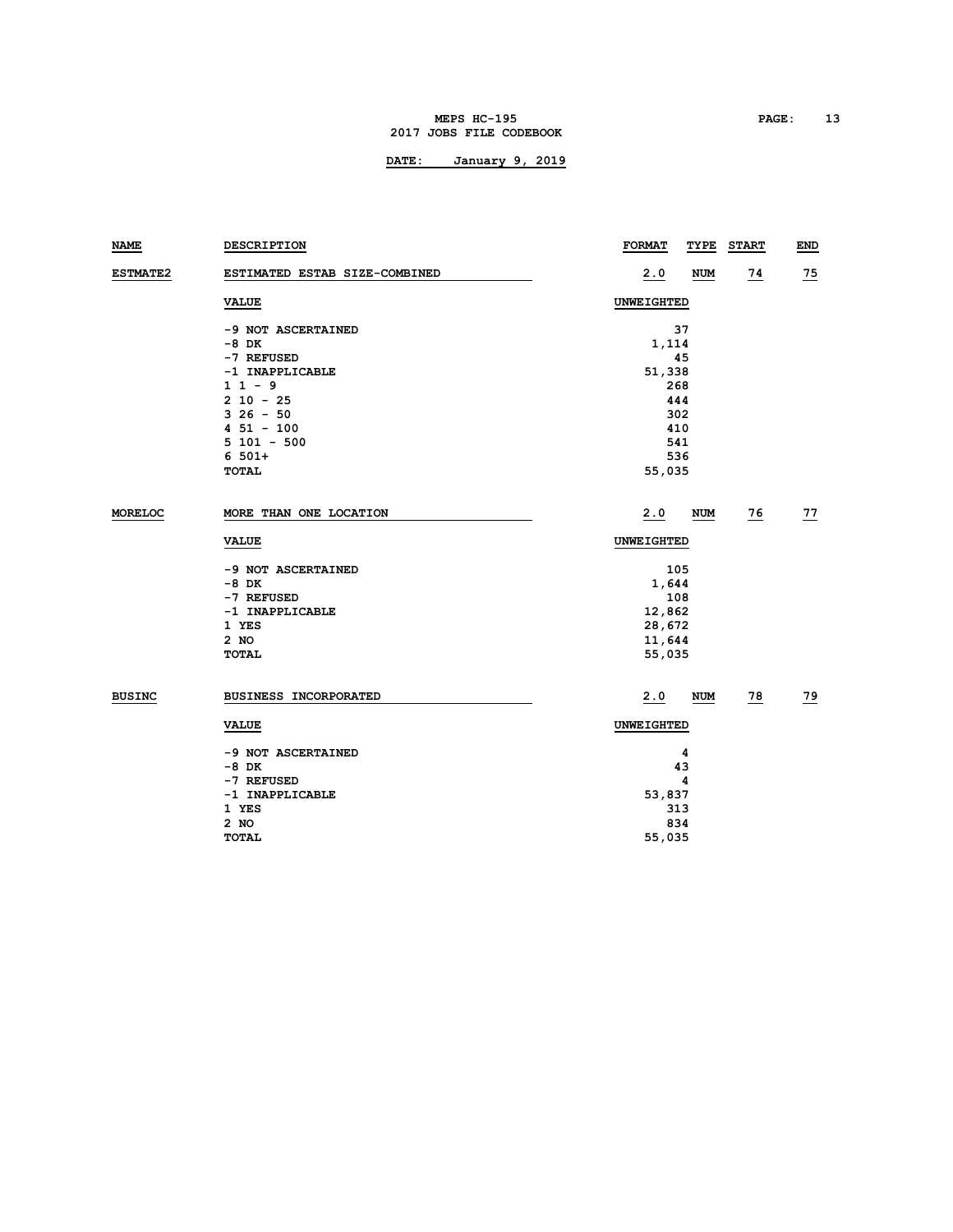| NAME | DESCRIPTION | FORMAT | TYPE | START | END |
|---|---|---|---|---|---|
| ESTMATE2 | ESTIMATED ESTAB SIZE-COMBINED | 2.0 | NUM | 74 | 75 |

| VALUE | UNWEIGHTED |
|---|---|
| -9 NOT ASCERTAINED | 37 |
| -8 DK | 1,114 |
| -7 REFUSED | 45 |
| -1 INAPPLICABLE | 51,338 |
| 1 1 - 9 | 268 |
| 2 10 - 25 | 444 |
| 3 26 - 50 | 302 |
| 4 51 - 100 | 410 |
| 5 101 - 500 | 541 |
| 6 501+ | 536 |
| TOTAL | 55,035 |

| NAME | DESCRIPTION | FORMAT | TYPE | START | END |
|---|---|---|---|---|---|
| MORELOC | MORE THAN ONE LOCATION | 2.0 | NUM | 76 | 77 |

| VALUE | UNWEIGHTED |
|---|---|
| -9 NOT ASCERTAINED | 105 |
| -8 DK | 1,644 |
| -7 REFUSED | 108 |
| -1 INAPPLICABLE | 12,862 |
| 1 YES | 28,672 |
| 2 NO | 11,644 |
| TOTAL | 55,035 |

| NAME | DESCRIPTION | FORMAT | TYPE | START | END |
|---|---|---|---|---|---|
| BUSINC | BUSINESS INCORPORATED | 2.0 | NUM | 78 | 79 |

| VALUE | UNWEIGHTED |
|---|---|
| -9 NOT ASCERTAINED | 4 |
| -8 DK | 43 |
| -7 REFUSED | 4 |
| -1 INAPPLICABLE | 53,837 |
| 1 YES | 313 |
| 2 NO | 834 |
| TOTAL | 55,035 |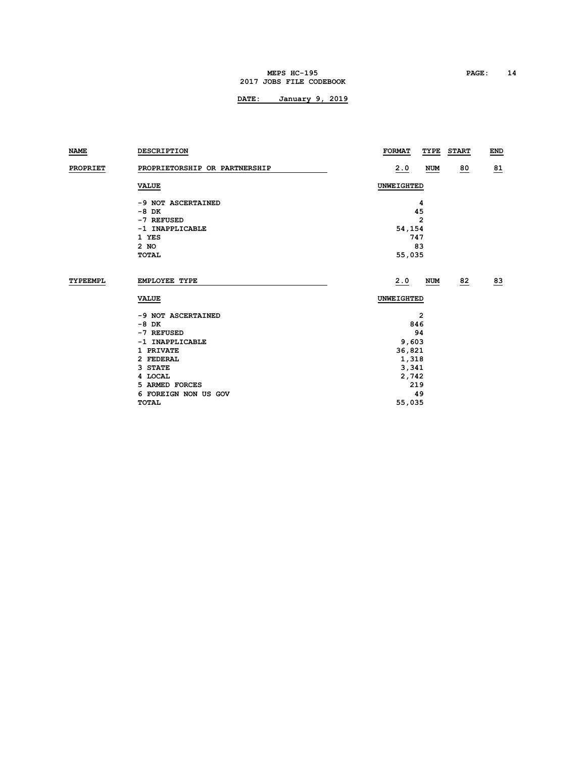| NAME | DESCRIPTION | FORMAT | TYPE | START | END |
|---|---|---|---|---|---|
| PROPRIET | PROPRIETORSHIP OR PARTNERSHIP | 2.0 | NUM | 80 | 81 |

| VALUE | UNWEIGHTED |
|---|---|
| -9 NOT ASCERTAINED | 4 |
| -8 DK | 45 |
| -7 REFUSED | 2 |
| -1 INAPPLICABLE | 54,154 |
| 1 YES | 747 |
| 2 NO | 83 |
| TOTAL | 55,035 |

| NAME | DESCRIPTION | FORMAT | TYPE | START | END |
|---|---|---|---|---|---|
| TYPEEMPL | EMPLOYEE TYPE | 2.0 | NUM | 82 | 83 |

| VALUE | UNWEIGHTED |
|---|---|
| -9 NOT ASCERTAINED | 2 |
| -8 DK | 846 |
| -7 REFUSED | 94 |
| -1 INAPPLICABLE | 9,603 |
| 1 PRIVATE | 36,821 |
| 2 FEDERAL | 1,318 |
| 3 STATE | 3,341 |
| 4 LOCAL | 2,742 |
| 5 ARMED FORCES | 219 |
| 6 FOREIGN NON US GOV | 49 |
| TOTAL | 55,035 |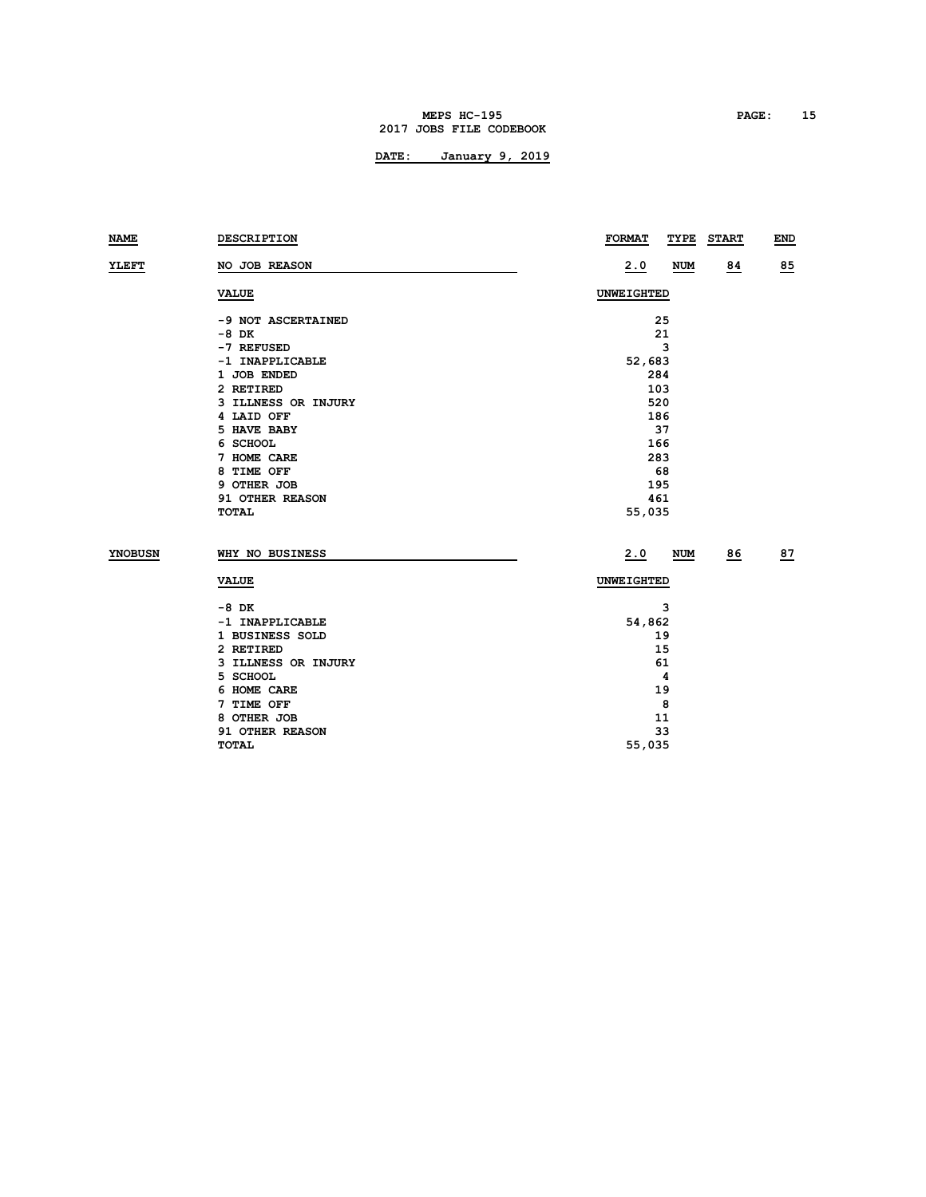| NAME | DESCRIPTION | FORMAT | TYPE | START | END |
|---|---|---|---|---|---|
| YLEFT | NO JOB REASON | 2.0 | NUM | 84 | 85 |

| VALUE | UNWEIGHTED |
|---|---|
| -9 NOT ASCERTAINED | 25 |
| -8 DK | 21 |
| -7 REFUSED | 3 |
| -1 INAPPLICABLE | 52,683 |
| 1 JOB ENDED | 284 |
| 2 RETIRED | 103 |
| 3 ILLNESS OR INJURY | 520 |
| 4 LAID OFF | 186 |
| 5 HAVE BABY | 37 |
| 6 SCHOOL | 166 |
| 7 HOME CARE | 283 |
| 8 TIME OFF | 68 |
| 9 OTHER JOB | 195 |
| 91 OTHER REASON | 461 |
| TOTAL | 55,035 |

| NAME | DESCRIPTION | FORMAT | TYPE | START | END |
|---|---|---|---|---|---|
| YNOBUSN | WHY NO BUSINESS | 2.0 | NUM | 86 | 87 |

| VALUE | UNWEIGHTED |
|---|---|
| -8 DK | 3 |
| -1 INAPPLICABLE | 54,862 |
| 1 BUSINESS SOLD | 19 |
| 2 RETIRED | 15 |
| 3 ILLNESS OR INJURY | 61 |
| 5 SCHOOL | 4 |
| 6 HOME CARE | 19 |
| 7 TIME OFF | 8 |
| 8 OTHER JOB | 11 |
| 91 OTHER REASON | 33 |
| TOTAL | 55,035 |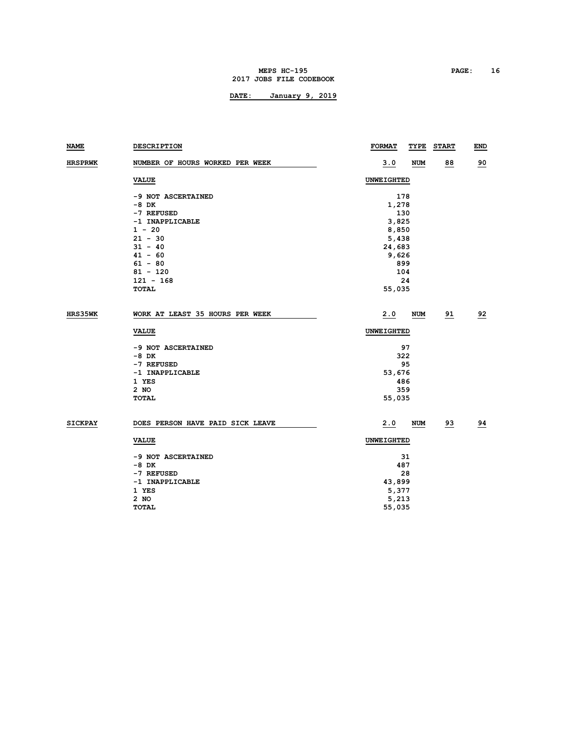| NAME | DESCRIPTION | FORMAT | TYPE | START | END |
|---|---|---|---|---|---|
| HRSPRWK | NUMBER OF HOURS WORKED PER WEEK | 3.0 | NUM | 88 | 90 |

| VALUE | UNWEIGHTED |
|---|---|
| -9 NOT ASCERTAINED | 178 |
| -8 DK | 1,278 |
| -7 REFUSED | 130 |
| -1 INAPPLICABLE | 3,825 |
| 1 - 20 | 8,850 |
| 21 - 30 | 5,438 |
| 31 - 40 | 24,683 |
| 41 - 60 | 9,626 |
| 61 - 80 | 899 |
| 81 - 120 | 104 |
| 121 - 168 | 24 |
| TOTAL | 55,035 |

| NAME | DESCRIPTION | FORMAT | TYPE | START | END |
|---|---|---|---|---|---|
| HRS35WK | WORK AT LEAST 35 HOURS PER WEEK | 2.0 | NUM | 91 | 92 |

| VALUE | UNWEIGHTED |
|---|---|
| -9 NOT ASCERTAINED | 97 |
| -8 DK | 322 |
| -7 REFUSED | 95 |
| -1 INAPPLICABLE | 53,676 |
| 1 YES | 486 |
| 2 NO | 359 |
| TOTAL | 55,035 |

| NAME | DESCRIPTION | FORMAT | TYPE | START | END |
|---|---|---|---|---|---|
| SICKPAY | DOES PERSON HAVE PAID SICK LEAVE | 2.0 | NUM | 93 | 94 |

| VALUE | UNWEIGHTED |
|---|---|
| -9 NOT ASCERTAINED | 31 |
| -8 DK | 487 |
| -7 REFUSED | 28 |
| -1 INAPPLICABLE | 43,899 |
| 1 YES | 5,377 |
| 2 NO | 5,213 |
| TOTAL | 55,035 |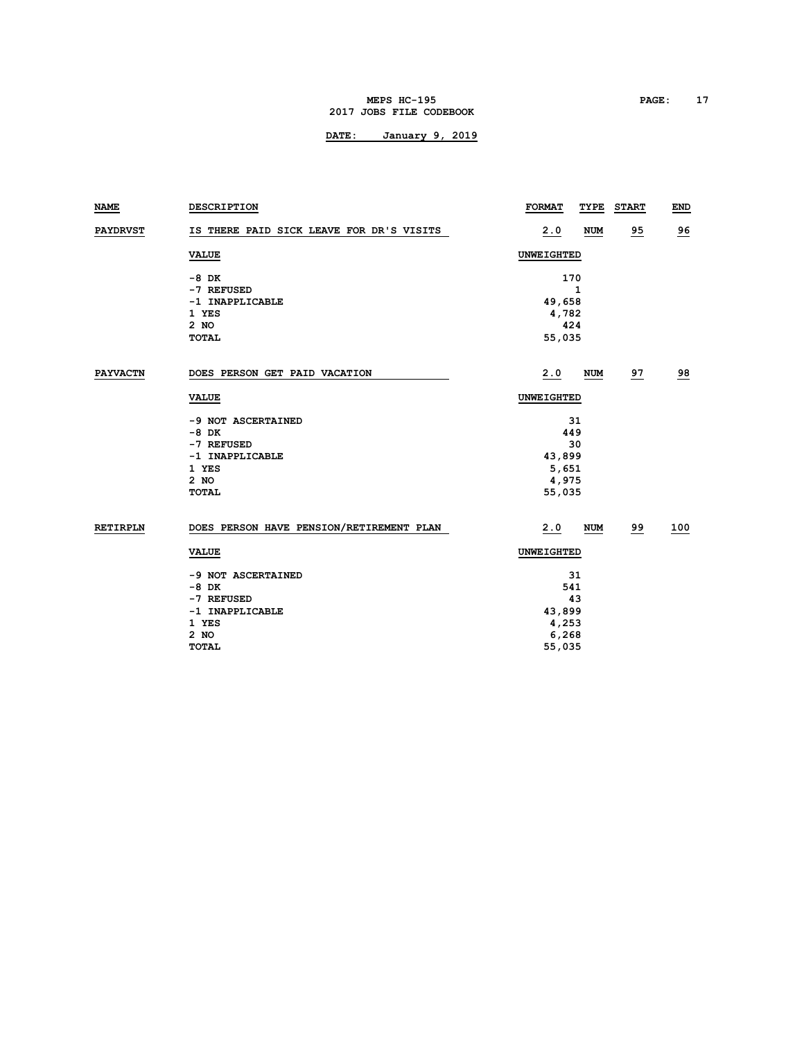| NAME | DESCRIPTION | FORMAT | TYPE | START | END |
|---|---|---|---|---|---|
| PAYDRVST | IS THERE PAID SICK LEAVE FOR DR'S VISITS | 2.0 | NUM | 95 | 96 |

| VALUE | UNWEIGHTED |
|---|---|
| -8 DK | 170 |
| -7 REFUSED | 1 |
| -1 INAPPLICABLE | 49,658 |
| 1 YES | 4,782 |
| 2 NO | 424 |
| TOTAL | 55,035 |

| NAME | DESCRIPTION | FORMAT | TYPE | START | END |
|---|---|---|---|---|---|
| PAYVACTN | DOES PERSON GET PAID VACATION | 2.0 | NUM | 97 | 98 |

| VALUE | UNWEIGHTED |
|---|---|
| -9 NOT ASCERTAINED | 31 |
| -8 DK | 449 |
| -7 REFUSED | 30 |
| -1 INAPPLICABLE | 43,899 |
| 1 YES | 5,651 |
| 2 NO | 4,975 |
| TOTAL | 55,035 |

| NAME | DESCRIPTION | FORMAT | TYPE | START | END |
|---|---|---|---|---|---|
| RETIRPLN | DOES PERSON HAVE PENSION/RETIREMENT PLAN | 2.0 | NUM | 99 | 100 |

| VALUE | UNWEIGHTED |
|---|---|
| -9 NOT ASCERTAINED | 31 |
| -8 DK | 541 |
| -7 REFUSED | 43 |
| -1 INAPPLICABLE | 43,899 |
| 1 YES | 4,253 |
| 2 NO | 6,268 |
| TOTAL | 55,035 |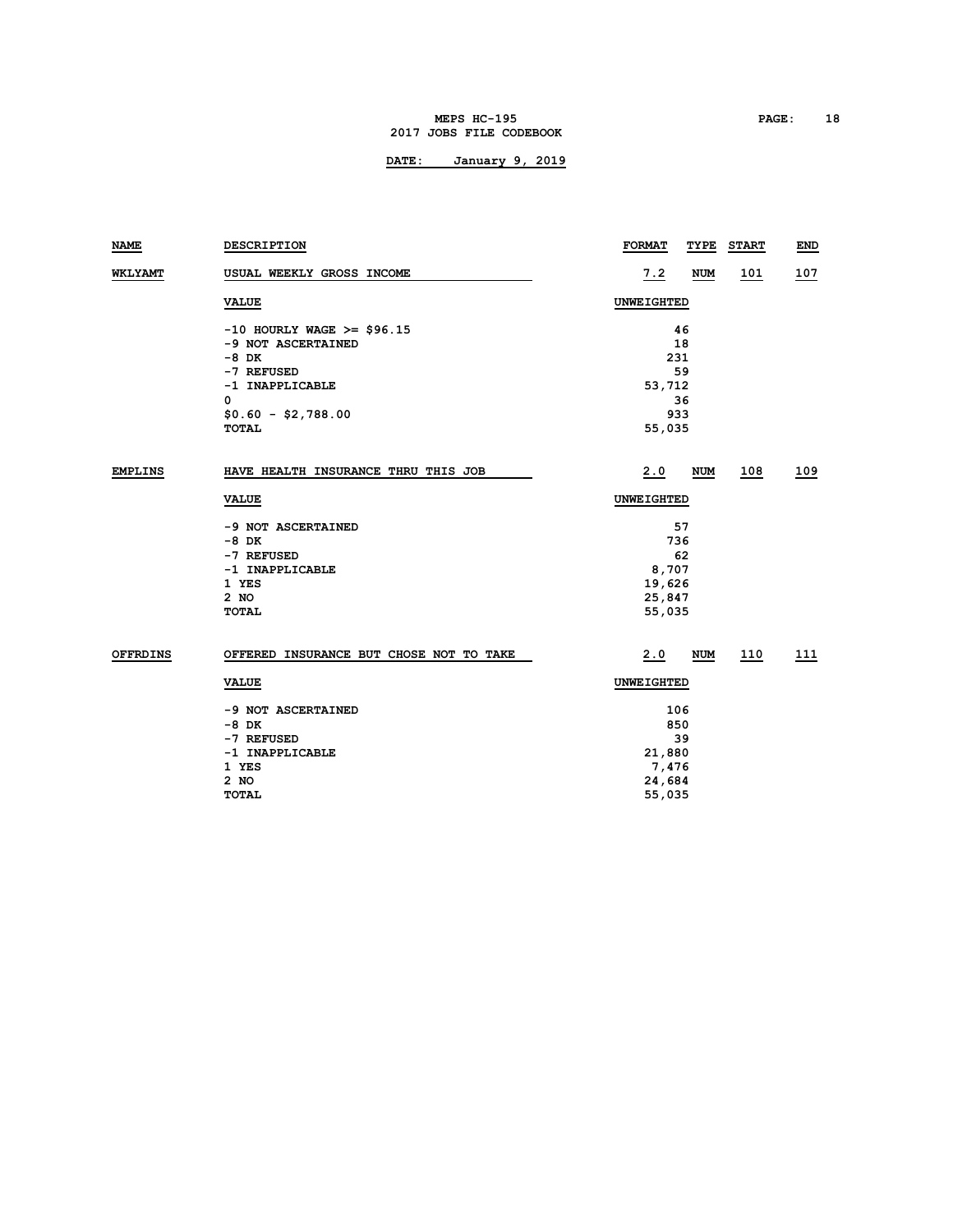| NAME | DESCRIPTION | FORMAT | TYPE | START | END |
|---|---|---|---|---|---|
| WKLYAMT | USUAL WEEKLY GROSS INCOME | 7.2 | NUM | 101 | 107 |

| VALUE | UNWEIGHTED |
|---|---|
| -10 HOURLY WAGE >= $96.15 | 46 |
| -9 NOT ASCERTAINED | 18 |
| -8 DK | 231 |
| -7 REFUSED | 59 |
| -1 INAPPLICABLE | 53,712 |
| 0 | 36 |
| $0.60 - $2,788.00 | 933 |
| TOTAL | 55,035 |

| NAME | DESCRIPTION | FORMAT | TYPE | START | END |
|---|---|---|---|---|---|
| EMPLINS | HAVE HEALTH INSURANCE THRU THIS JOB | 2.0 | NUM | 108 | 109 |

| VALUE | UNWEIGHTED |
|---|---|
| -9 NOT ASCERTAINED | 57 |
| -8 DK | 736 |
| -7 REFUSED | 62 |
| -1 INAPPLICABLE | 8,707 |
| 1 YES | 19,626 |
| 2 NO | 25,847 |
| TOTAL | 55,035 |

| NAME | DESCRIPTION | FORMAT | TYPE | START | END |
|---|---|---|---|---|---|
| OFFRDINS | OFFERED INSURANCE BUT CHOSE NOT TO TAKE | 2.0 | NUM | 110 | 111 |

| VALUE | UNWEIGHTED |
|---|---|
| -9 NOT ASCERTAINED | 106 |
| -8 DK | 850 |
| -7 REFUSED | 39 |
| -1 INAPPLICABLE | 21,880 |
| 1 YES | 7,476 |
| 2 NO | 24,684 |
| TOTAL | 55,035 |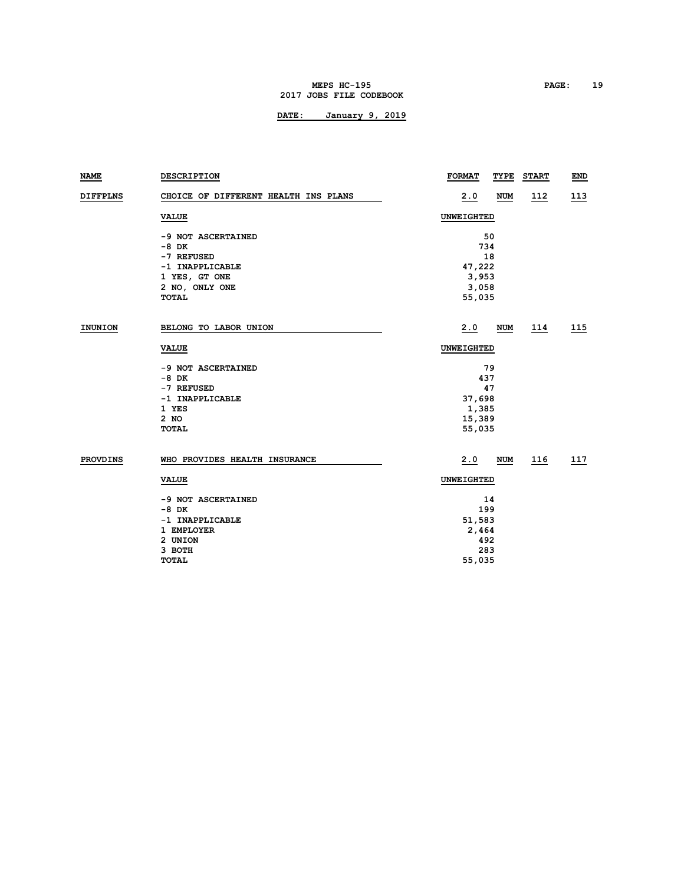**DATE: January 9, 2019**

| NAME | DESCRIPTION | FORMAT | TYPE | START | END |
|---|---|---|---|---|---|
| DIFFPLNS | CHOICE OF DIFFERENT HEALTH INS PLANS | 2.0 | NUM | 112 | 113 |

| VALUE | UNWEIGHTED |
|---|---|
| -9 NOT ASCERTAINED | 50 |
| -8 DK | 734 |
| -7 REFUSED | 18 |
| -1 INAPPLICABLE | 47,222 |
| 1 YES, GT ONE | 3,953 |
| 2 NO, ONLY ONE | 3,058 |
| TOTAL | 55,035 |

| NAME | DESCRIPTION | FORMAT | TYPE | START | END |
|---|---|---|---|---|---|
| INUNION | BELONG TO LABOR UNION | 2.0 | NUM | 114 | 115 |

| VALUE | UNWEIGHTED |
|---|---|
| -9 NOT ASCERTAINED | 79 |
| -8 DK | 437 |
| -7 REFUSED | 47 |
| -1 INAPPLICABLE | 37,698 |
| 1 YES | 1,385 |
| 2 NO | 15,389 |
| TOTAL | 55,035 |

| NAME | DESCRIPTION | FORMAT | TYPE | START | END |
|---|---|---|---|---|---|
| PROVDINS | WHO PROVIDES HEALTH INSURANCE | 2.0 | NUM | 116 | 117 |

| VALUE | UNWEIGHTED |
|---|---|
| -9 NOT ASCERTAINED | 14 |
| -8 DK | 199 |
| -1 INAPPLICABLE | 51,583 |
| 1 EMPLOYER | 2,464 |
| 2 UNION | 492 |
| 3 BOTH | 283 |
| TOTAL | 55,035 |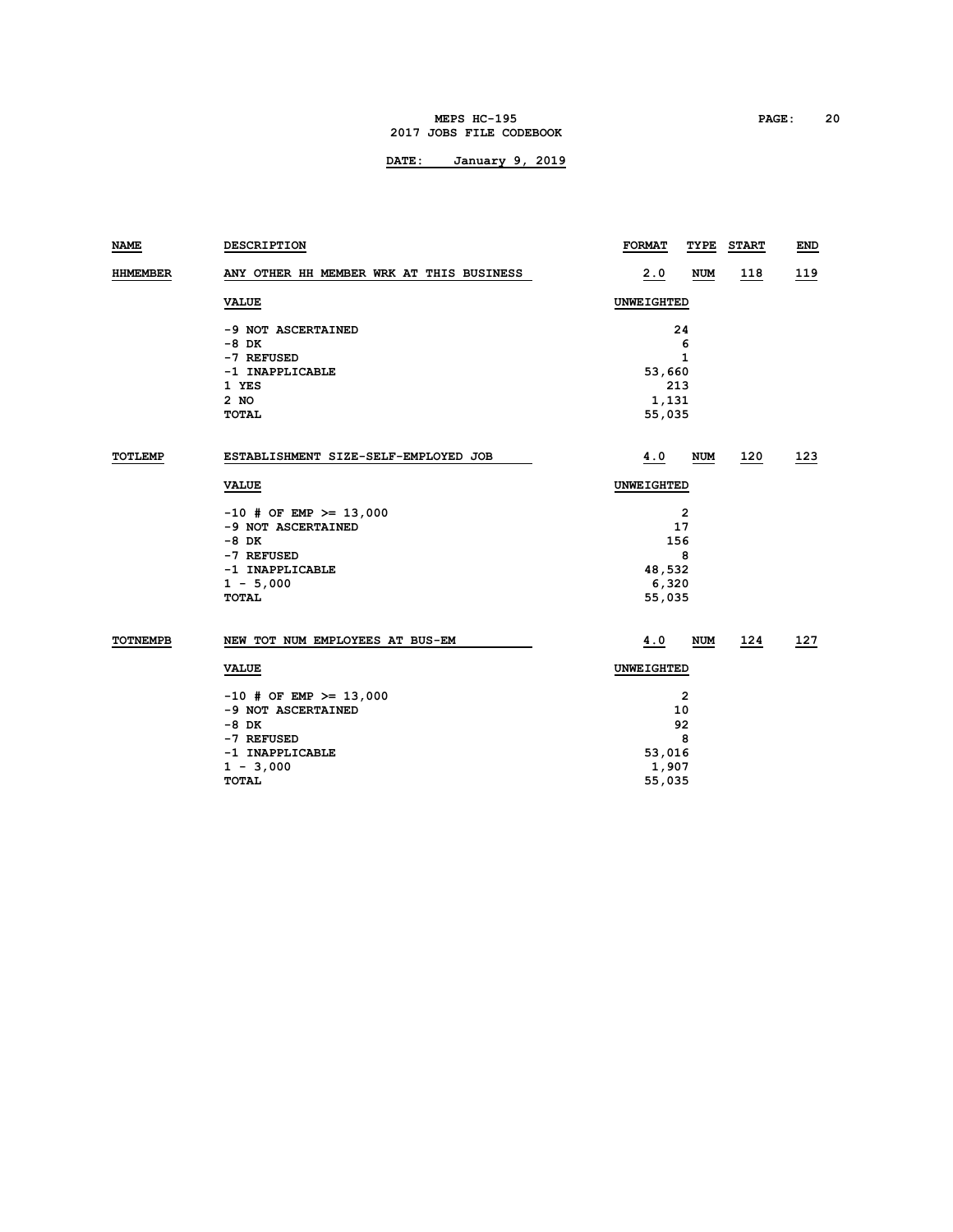| NAME | DESCRIPTION | FORMAT | TYPE | START | END |
|---|---|---|---|---|---|
| HHMEMBER | ANY OTHER HH MEMBER WRK AT THIS BUSINESS | 2.0 | NUM | 118 | 119 |

| VALUE | UNWEIGHTED |
|---|---|
| -9 NOT ASCERTAINED | 24 |
| -8 DK | 6 |
| -7 REFUSED | 1 |
| -1 INAPPLICABLE | 53,660 |
| 1 YES | 213 |
| 2 NO | 1,131 |
| TOTAL | 55,035 |

| NAME | DESCRIPTION | FORMAT | TYPE | START | END |
|---|---|---|---|---|---|
| TOTLEMP | ESTABLISHMENT SIZE-SELF-EMPLOYED JOB | 4.0 | NUM | 120 | 123 |

| VALUE | UNWEIGHTED |
|---|---|
| -10 # OF EMP >= 13,000 | 2 |
| -9 NOT ASCERTAINED | 17 |
| -8 DK | 156 |
| -7 REFUSED | 8 |
| -1 INAPPLICABLE | 48,532 |
| 1 - 5,000 | 6,320 |
| TOTAL | 55,035 |

| NAME | DESCRIPTION | FORMAT | TYPE | START | END |
|---|---|---|---|---|---|
| TOTNEMPB | NEW TOT NUM EMPLOYEES AT BUS-EM | 4.0 | NUM | 124 | 127 |

| VALUE | UNWEIGHTED |
|---|---|
| -10 # OF EMP >= 13,000 | 2 |
| -9 NOT ASCERTAINED | 10 |
| -8 DK | 92 |
| -7 REFUSED | 8 |
| -1 INAPPLICABLE | 53,016 |
| 1 - 3,000 | 1,907 |
| TOTAL | 55,035 |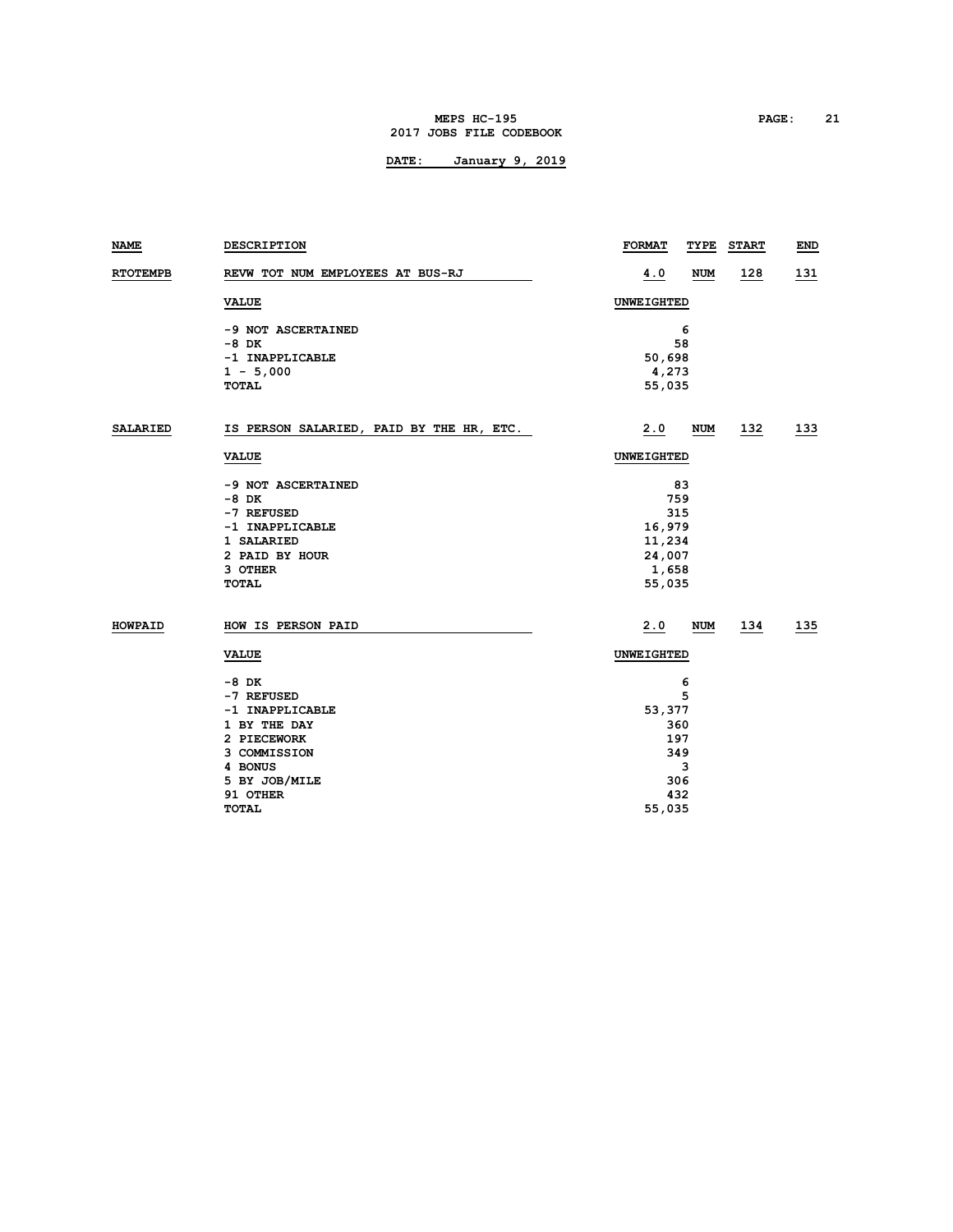| NAME | DESCRIPTION | FORMAT | TYPE | START | END |
|---|---|---|---|---|---|
| RTOTEMPB | REVW TOT NUM EMPLOYEES AT BUS-RJ | 4.0 | NUM | 128 | 131 |

| VALUE | UNWEIGHTED |
|---|---|
| -9 NOT ASCERTAINED | 6 |
| -8 DK | 58 |
| -1 INAPPLICABLE | 50,698 |
| 1 - 5,000 | 4,273 |
| TOTAL | 55,035 |

| NAME | DESCRIPTION | FORMAT | TYPE | START | END |
|---|---|---|---|---|---|
| SALARIED | IS PERSON SALARIED, PAID BY THE HR, ETC. | 2.0 | NUM | 132 | 133 |

| VALUE | UNWEIGHTED |
|---|---|
| -9 NOT ASCERTAINED | 83 |
| -8 DK | 759 |
| -7 REFUSED | 315 |
| -1 INAPPLICABLE | 16,979 |
| 1 SALARIED | 11,234 |
| 2 PAID BY HOUR | 24,007 |
| 3 OTHER | 1,658 |
| TOTAL | 55,035 |

| NAME | DESCRIPTION | FORMAT | TYPE | START | END |
|---|---|---|---|---|---|
| HOWPAID | HOW IS PERSON PAID | 2.0 | NUM | 134 | 135 |

| VALUE | UNWEIGHTED |
|---|---|
| -8 DK | 6 |
| -7 REFUSED | 5 |
| -1 INAPPLICABLE | 53,377 |
| 1 BY THE DAY | 360 |
| 2 PIECEWORK | 197 |
| 3 COMMISSION | 349 |
| 4 BONUS | 3 |
| 5 BY JOB/MILE | 306 |
| 91 OTHER | 432 |
| TOTAL | 55,035 |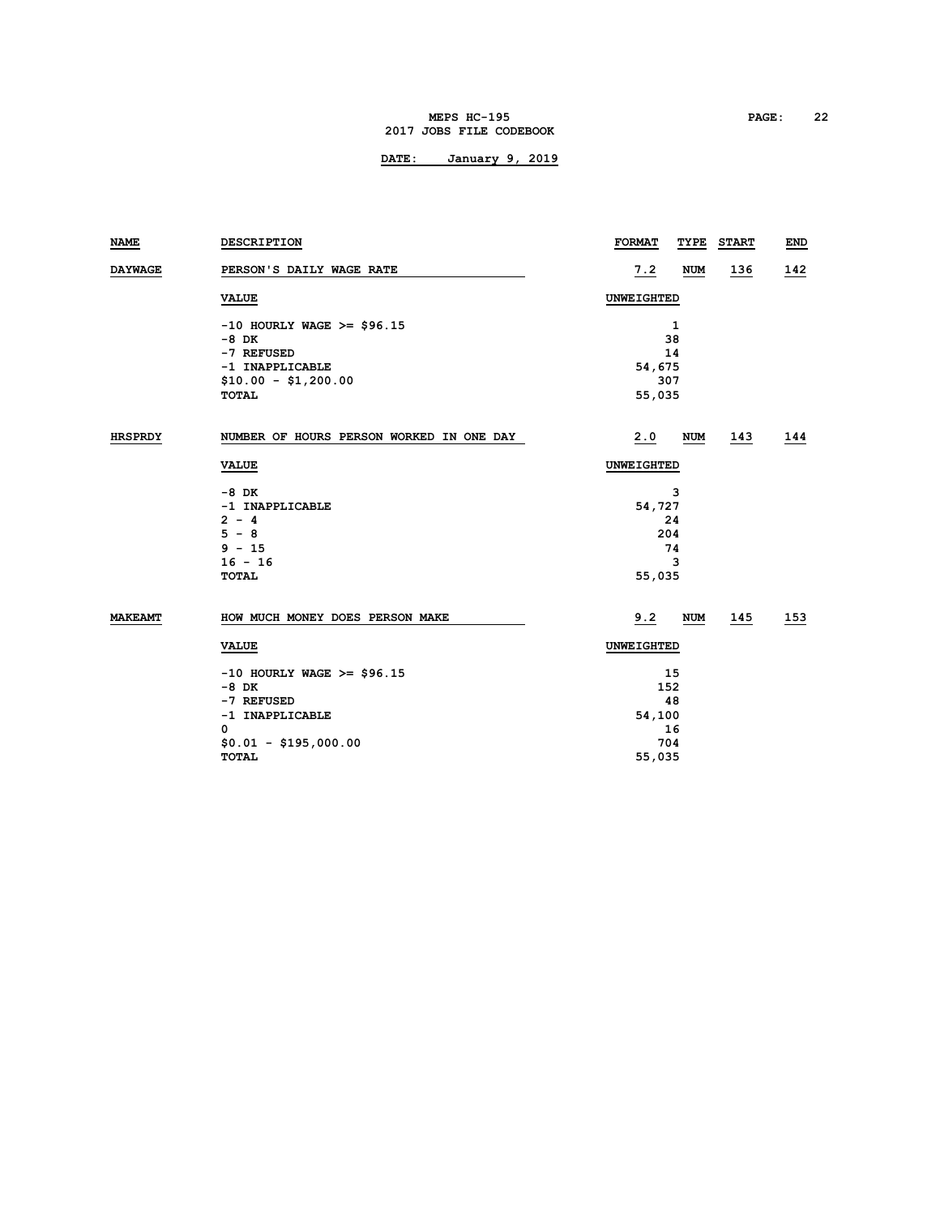| NAME | DESCRIPTION | FORMAT | TYPE | START | END |
|---|---|---|---|---|---|
| DAYWAGE | PERSON'S DAILY WAGE RATE | 7.2 | NUM | 136 | 142 |

| VALUE | UNWEIGHTED |
|---|---|
| -10 HOURLY WAGE >= $96.15 | 1 |
| -8 DK | 38 |
| -7 REFUSED | 14 |
| -1 INAPPLICABLE | 54,675 |
| $10.00 - $1,200.00 | 307 |
| TOTAL | 55,035 |

| NAME | DESCRIPTION | FORMAT | TYPE | START | END |
|---|---|---|---|---|---|
| HRSPRDY | NUMBER OF HOURS PERSON WORKED IN ONE DAY | 2.0 | NUM | 143 | 144 |

| VALUE | UNWEIGHTED |
|---|---|
| -8 DK | 3 |
| -1 INAPPLICABLE | 54,727 |
| 2 - 4 | 24 |
| 5 - 8 | 204 |
| 9 - 15 | 74 |
| 16 - 16 | 3 |
| TOTAL | 55,035 |

| NAME | DESCRIPTION | FORMAT | TYPE | START | END |
|---|---|---|---|---|---|
| MAKEAMT | HOW MUCH MONEY DOES PERSON MAKE | 9.2 | NUM | 145 | 153 |

| VALUE | UNWEIGHTED |
|---|---|
| -10 HOURLY WAGE >= $96.15 | 15 |
| -8 DK | 152 |
| -7 REFUSED | 48 |
| -1 INAPPLICABLE | 54,100 |
| 0 | 16 |
| $0.01 - $195,000.00 | 704 |
| TOTAL | 55,035 |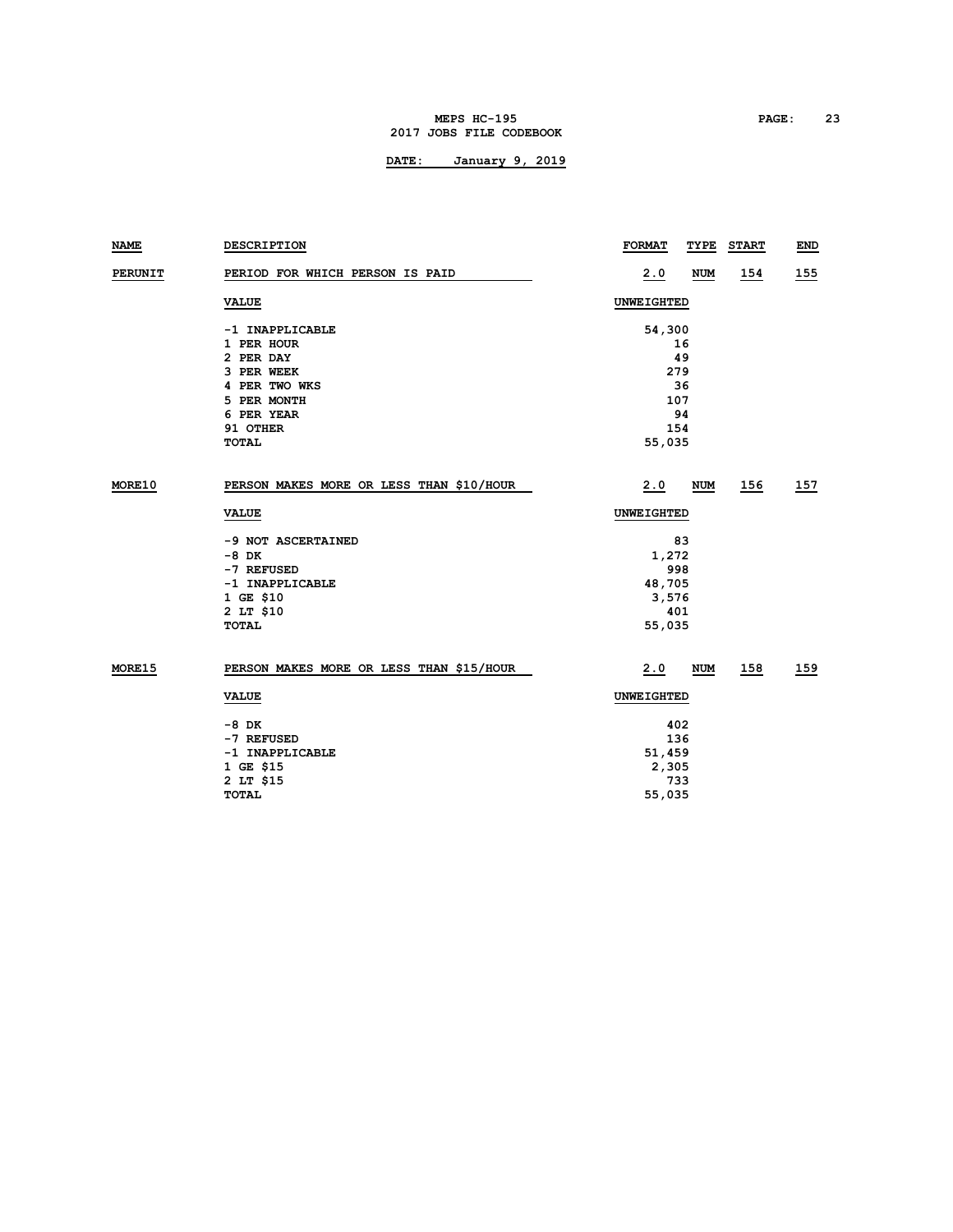| NAME | DESCRIPTION | FORMAT | TYPE | START | END |
|---|---|---|---|---|---|
| PERUNIT | PERIOD FOR WHICH PERSON IS PAID | 2.0 | NUM | 154 | 155 |

| VALUE | UNWEIGHTED |
|---|---|
| -1 INAPPLICABLE | 54,300 |
| 1 PER HOUR | 16 |
| 2 PER DAY | 49 |
| 3 PER WEEK | 279 |
| 4 PER TWO WKS | 36 |
| 5 PER MONTH | 107 |
| 6 PER YEAR | 94 |
| 91 OTHER | 154 |
| TOTAL | 55,035 |

| NAME | DESCRIPTION | FORMAT | TYPE | START | END |
|---|---|---|---|---|---|
| MORE10 | PERSON MAKES MORE OR LESS THAN $10/HOUR | 2.0 | NUM | 156 | 157 |

| VALUE | UNWEIGHTED |
|---|---|
| -9 NOT ASCERTAINED | 83 |
| -8 DK | 1,272 |
| -7 REFUSED | 998 |
| -1 INAPPLICABLE | 48,705 |
| 1 GE $10 | 3,576 |
| 2 LT $10 | 401 |
| TOTAL | 55,035 |

| NAME | DESCRIPTION | FORMAT | TYPE | START | END |
|---|---|---|---|---|---|
| MORE15 | PERSON MAKES MORE OR LESS THAN $15/HOUR | 2.0 | NUM | 158 | 159 |

| VALUE | UNWEIGHTED |
|---|---|
| -8 DK | 402 |
| -7 REFUSED | 136 |
| -1 INAPPLICABLE | 51,459 |
| 1 GE $15 | 2,305 |
| 2 LT $15 | 733 |
| TOTAL | 55,035 |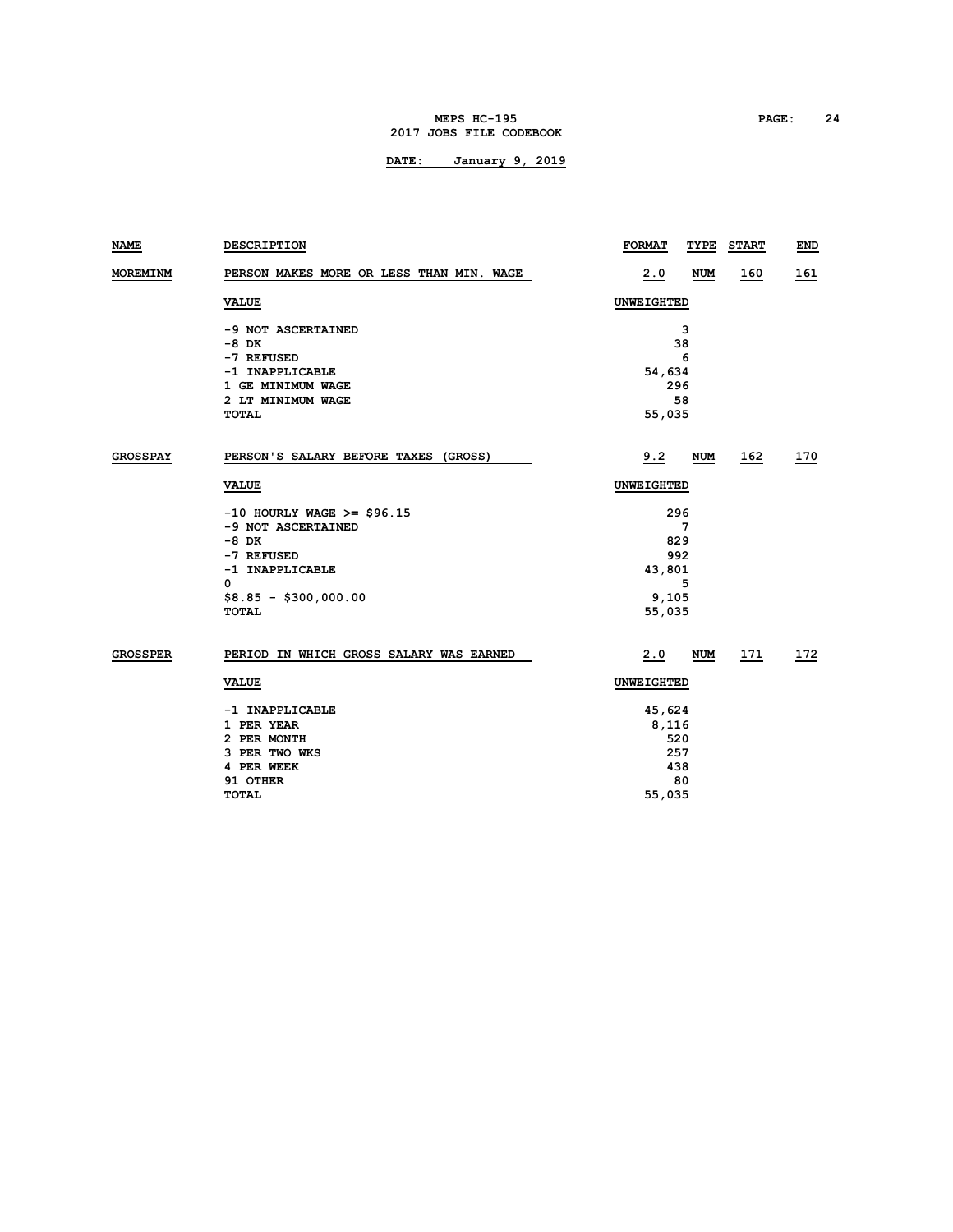| NAME | DESCRIPTION | FORMAT | TYPE | START | END |
|---|---|---|---|---|---|
| MOREMINM | PERSON MAKES MORE OR LESS THAN MIN. WAGE | 2.0 | NUM | 160 | 161 |

| VALUE | UNWEIGHTED |
|---|---|
| -9 NOT ASCERTAINED | 3 |
| -8 DK | 38 |
| -7 REFUSED | 6 |
| -1 INAPPLICABLE | 54,634 |
| 1 GE MINIMUM WAGE | 296 |
| 2 LT MINIMUM WAGE | 58 |
| TOTAL | 55,035 |

| NAME | DESCRIPTION | FORMAT | TYPE | START | END |
|---|---|---|---|---|---|
| GROSSPAY | PERSON'S SALARY BEFORE TAXES (GROSS) | 9.2 | NUM | 162 | 170 |

| VALUE | UNWEIGHTED |
|---|---|
| -10 HOURLY WAGE >= $96.15 | 296 |
| -9 NOT ASCERTAINED | 7 |
| -8 DK | 829 |
| -7 REFUSED | 992 |
| -1 INAPPLICABLE | 43,801 |
| 0 | 5 |
| $8.85 - $300,000.00 | 9,105 |
| TOTAL | 55,035 |

| NAME | DESCRIPTION | FORMAT | TYPE | START | END |
|---|---|---|---|---|---|
| GROSSPER | PERIOD IN WHICH GROSS SALARY WAS EARNED | 2.0 | NUM | 171 | 172 |

| VALUE | UNWEIGHTED |
|---|---|
| -1 INAPPLICABLE | 45,624 |
| 1 PER YEAR | 8,116 |
| 2 PER MONTH | 520 |
| 3 PER TWO WKS | 257 |
| 4 PER WEEK | 438 |
| 91 OTHER | 80 |
| TOTAL | 55,035 |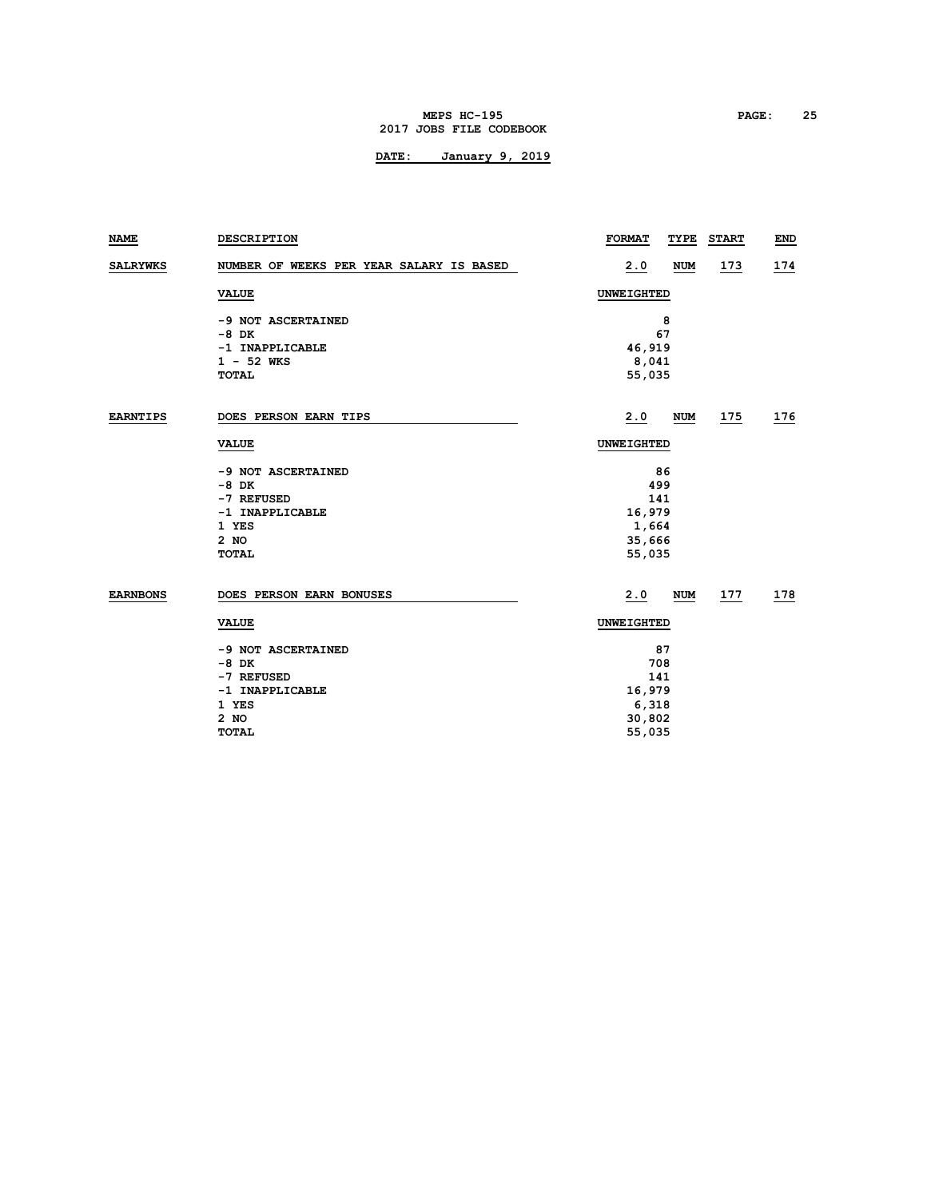**DATE: January 9, 2019**

| NAME | DESCRIPTION | FORMAT | TYPE | START | END |
|---|---|---|---|---|---|
| SALRYWKS | NUMBER OF WEEKS PER YEAR SALARY IS BASED | 2.0 | NUM | 173 | 174 |

| VALUE | UNWEIGHTED |
|---|---|
| -9 NOT ASCERTAINED | 8 |
| -8 DK | 67 |
| -1 INAPPLICABLE | 46,919 |
| 1 - 52 WKS | 8,041 |
| TOTAL | 55,035 |

| NAME | DESCRIPTION | FORMAT | TYPE | START | END |
|---|---|---|---|---|---|
| EARNTIPS | DOES PERSON EARN TIPS | 2.0 | NUM | 175 | 176 |

| VALUE | UNWEIGHTED |
|---|---|
| -9 NOT ASCERTAINED | 86 |
| -8 DK | 499 |
| -7 REFUSED | 141 |
| -1 INAPPLICABLE | 16,979 |
| 1 YES | 1,664 |
| 2 NO | 35,666 |
| TOTAL | 55,035 |

| NAME | DESCRIPTION | FORMAT | TYPE | START | END |
|---|---|---|---|---|---|
| EARNBONS | DOES PERSON EARN BONUSES | 2.0 | NUM | 177 | 178 |

| VALUE | UNWEIGHTED |
|---|---|
| -9 NOT ASCERTAINED | 87 |
| -8 DK | 708 |
| -7 REFUSED | 141 |
| -1 INAPPLICABLE | 16,979 |
| 1 YES | 6,318 |
| 2 NO | 30,802 |
| TOTAL | 55,035 |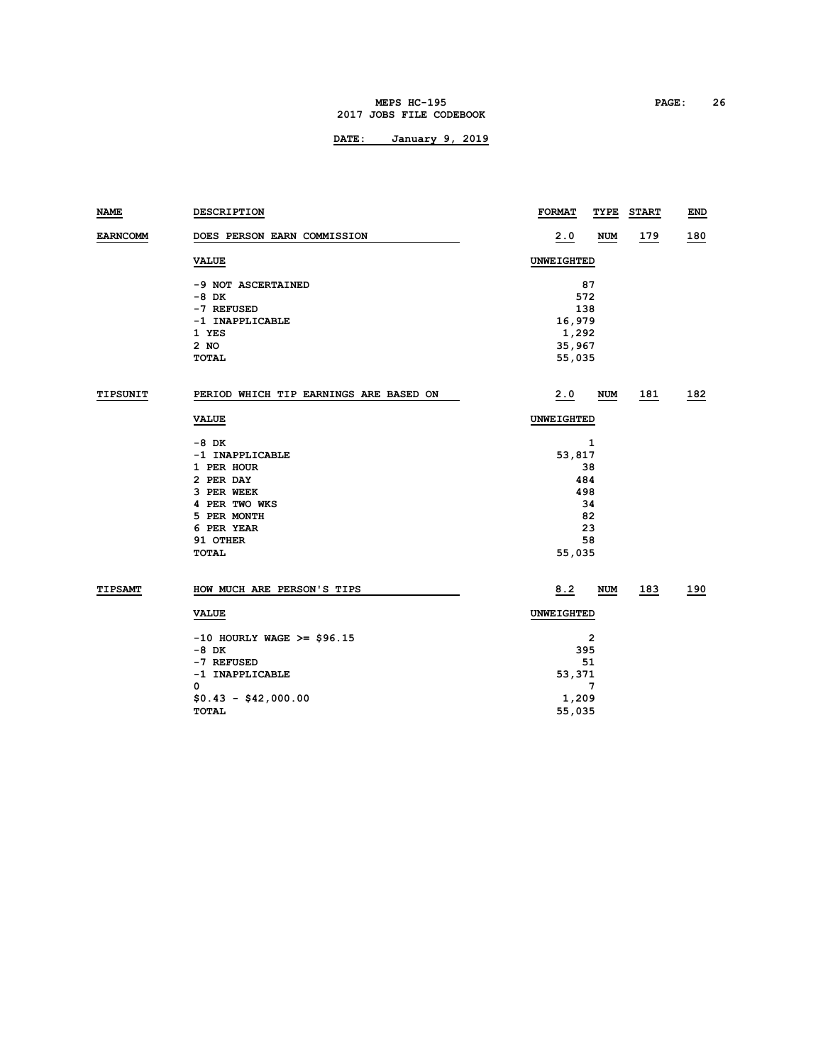| NAME | DESCRIPTION | FORMAT | TYPE | START | END |
|---|---|---|---|---|---|
| EARNCOMM | DOES PERSON EARN COMMISSION | 2.0 | NUM | 179 | 180 |

| VALUE | UNWEIGHTED |
|---|---|
| -9 NOT ASCERTAINED | 87 |
| -8 DK | 572 |
| -7 REFUSED | 138 |
| -1 INAPPLICABLE | 16,979 |
| 1 YES | 1,292 |
| 2 NO | 35,967 |
| TOTAL | 55,035 |

| NAME | DESCRIPTION | FORMAT | TYPE | START | END |
|---|---|---|---|---|---|
| TIPSUNIT | PERIOD WHICH TIP EARNINGS ARE BASED ON | 2.0 | NUM | 181 | 182 |

| VALUE | UNWEIGHTED |
|---|---|
| -8 DK | 1 |
| -1 INAPPLICABLE | 53,817 |
| 1 PER HOUR | 38 |
| 2 PER DAY | 484 |
| 3 PER WEEK | 498 |
| 4 PER TWO WKS | 34 |
| 5 PER MONTH | 82 |
| 6 PER YEAR | 23 |
| 91 OTHER | 58 |
| TOTAL | 55,035 |

| NAME | DESCRIPTION | FORMAT | TYPE | START | END |
|---|---|---|---|---|---|
| TIPSAMT | HOW MUCH ARE PERSON'S TIPS | 8.2 | NUM | 183 | 190 |

| VALUE | UNWEIGHTED |
|---|---|
| -10 HOURLY WAGE >= $96.15 | 2 |
| -8 DK | 395 |
| -7 REFUSED | 51 |
| -1 INAPPLICABLE | 53,371 |
| 0 | 7 |
| $0.43 - $42,000.00 | 1,209 |
| TOTAL | 55,035 |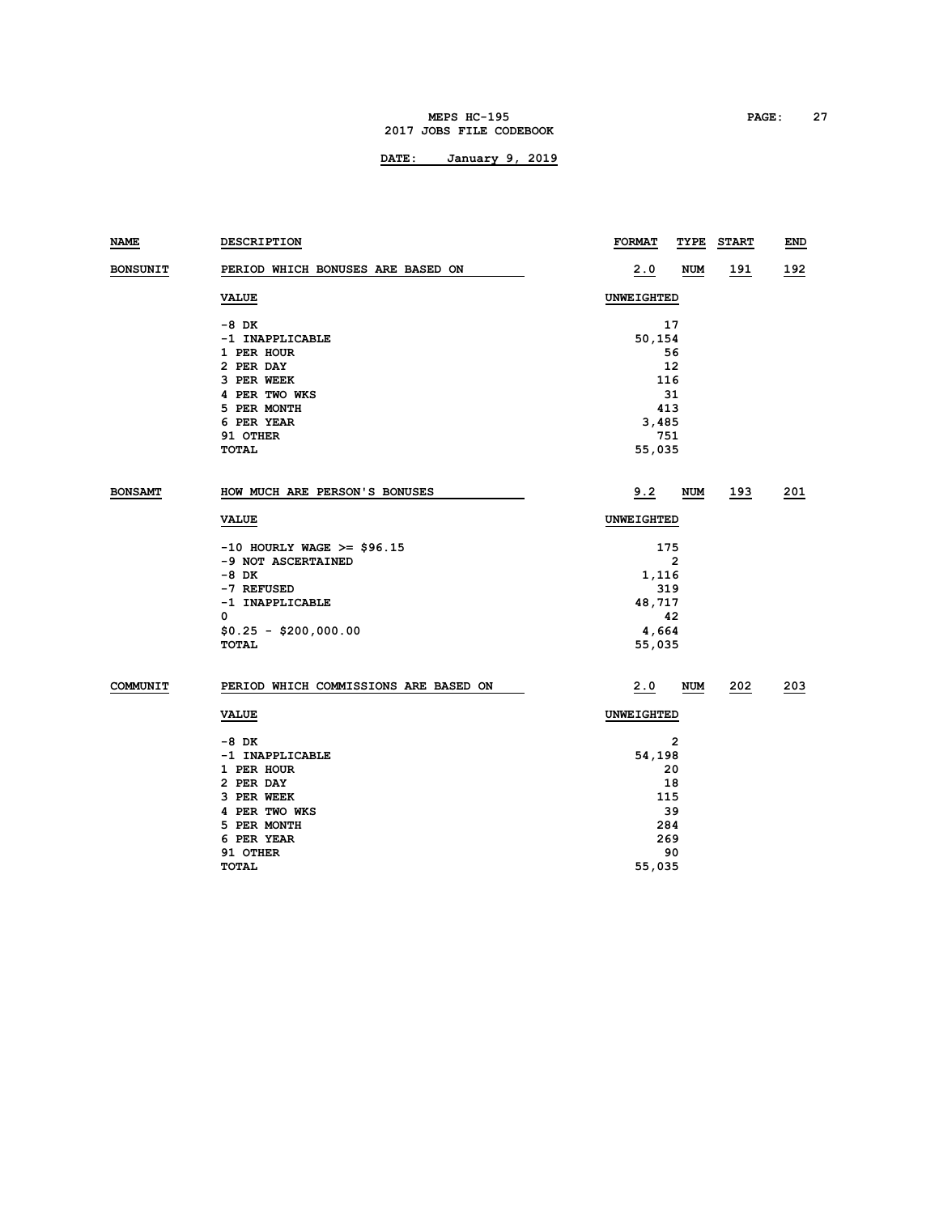| NAME | DESCRIPTION | FORMAT | TYPE | START | END |
|---|---|---|---|---|---|
| BONSUNIT | PERIOD WHICH BONUSES ARE BASED ON | 2.0 | NUM | 191 | 192 |

| VALUE | UNWEIGHTED |
|---|---|
| -8 DK | 17 |
| -1 INAPPLICABLE | 50,154 |
| 1 PER HOUR | 56 |
| 2 PER DAY | 12 |
| 3 PER WEEK | 116 |
| 4 PER TWO WKS | 31 |
| 5 PER MONTH | 413 |
| 6 PER YEAR | 3,485 |
| 91 OTHER | 751 |
| TOTAL | 55,035 |

| NAME | DESCRIPTION | FORMAT | TYPE | START | END |
|---|---|---|---|---|---|
| BONSAMT | HOW MUCH ARE PERSON'S BONUSES | 9.2 | NUM | 193 | 201 |

| VALUE | UNWEIGHTED |
|---|---|
| -10 HOURLY WAGE >= $96.15 | 175 |
| -9 NOT ASCERTAINED | 2 |
| -8 DK | 1,116 |
| -7 REFUSED | 319 |
| -1 INAPPLICABLE | 48,717 |
| 0 | 42 |
| $0.25 - $200,000.00 | 4,664 |
| TOTAL | 55,035 |

| NAME | DESCRIPTION | FORMAT | TYPE | START | END |
|---|---|---|---|---|---|
| COMMUNIT | PERIOD WHICH COMMISSIONS ARE BASED ON | 2.0 | NUM | 202 | 203 |

| VALUE | UNWEIGHTED |
|---|---|
| -8 DK | 2 |
| -1 INAPPLICABLE | 54,198 |
| 1 PER HOUR | 20 |
| 2 PER DAY | 18 |
| 3 PER WEEK | 115 |
| 4 PER TWO WKS | 39 |
| 5 PER MONTH | 284 |
| 6 PER YEAR | 269 |
| 91 OTHER | 90 |
| TOTAL | 55,035 |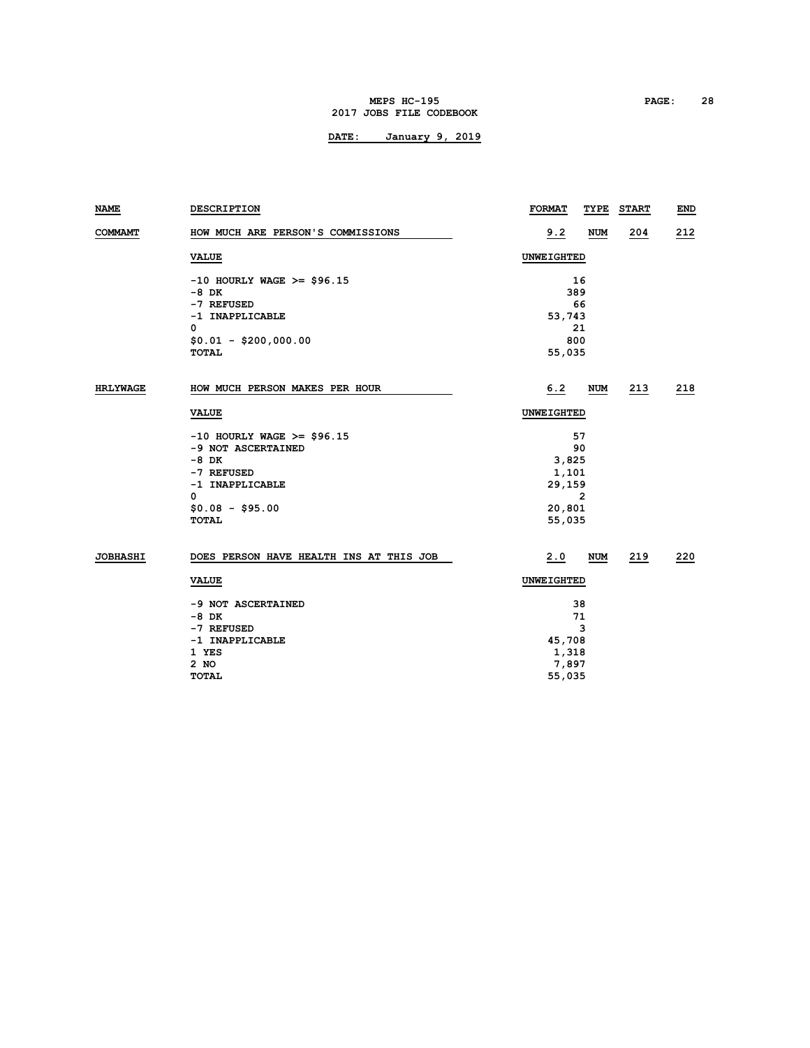**DATE: January 9, 2019**

| NAME | DESCRIPTION | FORMAT | TYPE | START | END |
|---|---|---|---|---|---|
| COMMAMT | HOW MUCH ARE PERSON'S COMMISSIONS | 9.2 | NUM | 204 | 212 |

| VALUE | UNWEIGHTED |
|---|---|
| -10 HOURLY WAGE >= $96.15 | 16 |
| -8 DK | 389 |
| -7 REFUSED | 66 |
| -1 INAPPLICABLE | 53,743 |
| 0 | 21 |
| $0.01 - $200,000.00 | 800 |
| TOTAL | 55,035 |

| NAME | DESCRIPTION | FORMAT | TYPE | START | END |
|---|---|---|---|---|---|
| HRLYWAGE | HOW MUCH PERSON MAKES PER HOUR | 6.2 | NUM | 213 | 218 |

| VALUE | UNWEIGHTED |
|---|---|
| -10 HOURLY WAGE >= $96.15 | 57 |
| -9 NOT ASCERTAINED | 90 |
| -8 DK | 3,825 |
| -7 REFUSED | 1,101 |
| -1 INAPPLICABLE | 29,159 |
| 0 | 2 |
| $0.08 - $95.00 | 20,801 |
| TOTAL | 55,035 |

| NAME | DESCRIPTION | FORMAT | TYPE | START | END |
|---|---|---|---|---|---|
| JOBHASHI | DOES PERSON HAVE HEALTH INS AT THIS JOB | 2.0 | NUM | 219 | 220 |

| VALUE | UNWEIGHTED |
|---|---|
| -9 NOT ASCERTAINED | 38 |
| -8 DK | 71 |
| -7 REFUSED | 3 |
| -1 INAPPLICABLE | 45,708 |
| 1 YES | 1,318 |
| 2 NO | 7,897 |
| TOTAL | 55,035 |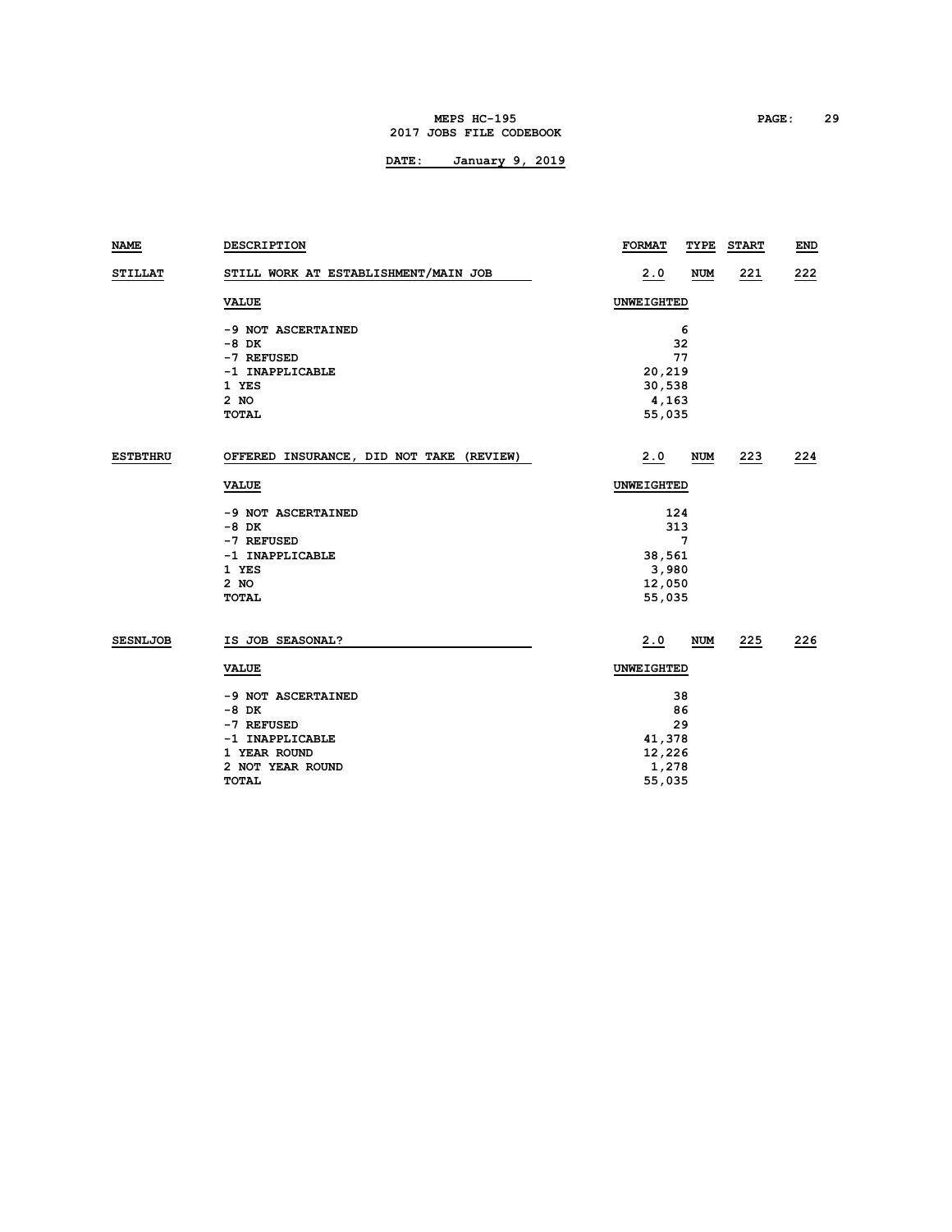| NAME | DESCRIPTION | FORMAT | TYPE | START | END |
|---|---|---|---|---|---|
| STILLAT | STILL WORK AT ESTABLISHMENT/MAIN JOB | 2.0 | NUM | 221 | 222 |

| VALUE | UNWEIGHTED |
|---|---|
| -9 NOT ASCERTAINED | 6 |
| -8 DK | 32 |
| -7 REFUSED | 77 |
| -1 INAPPLICABLE | 20,219 |
| 1 YES | 30,538 |
| 2 NO | 4,163 |
| TOTAL | 55,035 |

| NAME | DESCRIPTION | FORMAT | TYPE | START | END |
|---|---|---|---|---|---|
| ESTBTHRU | OFFERED INSURANCE, DID NOT TAKE (REVIEW) | 2.0 | NUM | 223 | 224 |

| VALUE | UNWEIGHTED |
|---|---|
| -9 NOT ASCERTAINED | 124 |
| -8 DK | 313 |
| -7 REFUSED | 7 |
| -1 INAPPLICABLE | 38,561 |
| 1 YES | 3,980 |
| 2 NO | 12,050 |
| TOTAL | 55,035 |

| NAME | DESCRIPTION | FORMAT | TYPE | START | END |
|---|---|---|---|---|---|
| SESNLJOB | IS JOB SEASONAL? | 2.0 | NUM | 225 | 226 |

| VALUE | UNWEIGHTED |
|---|---|
| -9 NOT ASCERTAINED | 38 |
| -8 DK | 86 |
| -7 REFUSED | 29 |
| -1 INAPPLICABLE | 41,378 |
| 1 YEAR ROUND | 12,226 |
| 2 NOT YEAR ROUND | 1,278 |
| TOTAL | 55,035 |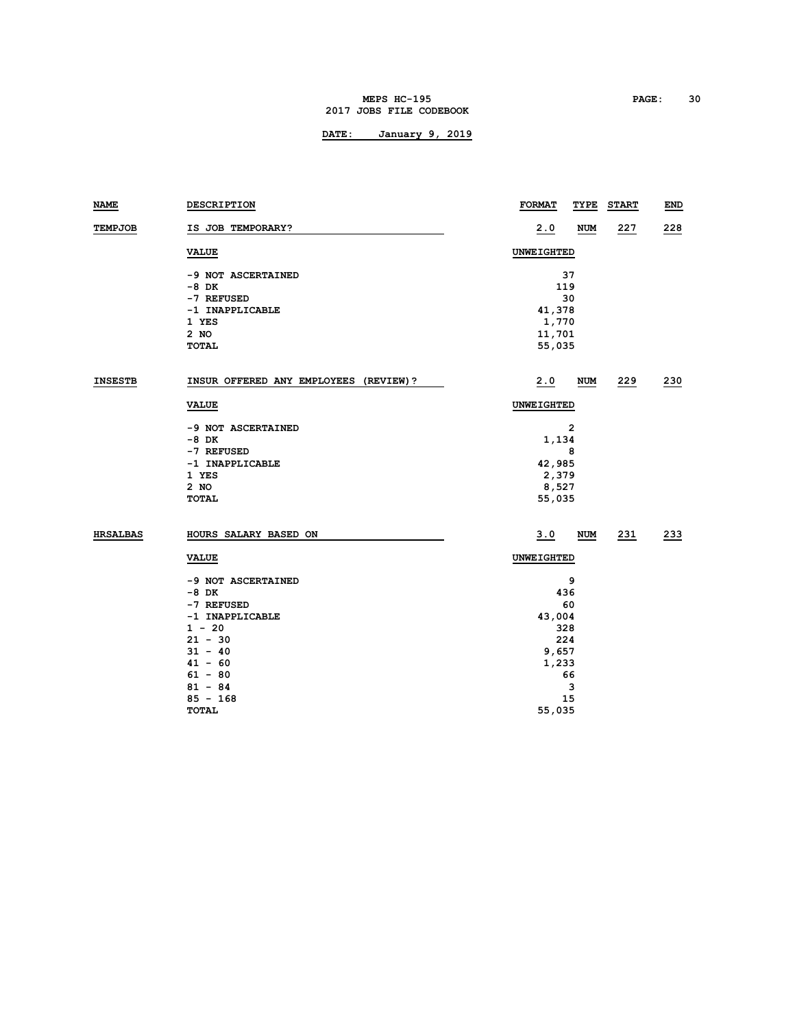| NAME | DESCRIPTION | FORMAT | TYPE | START | END |
|---|---|---|---|---|---|
| TEMPJOB | IS JOB TEMPORARY? | 2.0 | NUM | 227 | 228 |
| | **VALUE** | **UNWEIGHTED** | | | |
| | -9 NOT ASCERTAINED | 37 | | | |
| | -8 DK | 119 | | | |
| | -7 REFUSED | 30 | | | |
| | -1 INAPPLICABLE | 41,378 | | | |
| | 1 YES | 1,770 | | | |
| | 2 NO | 11,701 | | | |
| | TOTAL | 55,035 | | | |
| INSESTB | INSUR OFFERED ANY EMPLOYEES (REVIEW)? | 2.0 | NUM | 229 | 230 |
| | **VALUE** | **UNWEIGHTED** | | | |
| | -9 NOT ASCERTAINED | 2 | | | |
| | -8 DK | 1,134 | | | |
| | -7 REFUSED | 8 | | | |
| | -1 INAPPLICABLE | 42,985 | | | |
| | 1 YES | 2,379 | | | |
| | 2 NO | 8,527 | | | |
| | TOTAL | 55,035 | | | |
| HRSALBAS | HOURS SALARY BASED ON | 3.0 | NUM | 231 | 233 |
| | **VALUE** | **UNWEIGHTED** | | | |
| | -9 NOT ASCERTAINED | 9 | | | |
| | -8 DK | 436 | | | |
| | -7 REFUSED | 60 | | | |
| | -1 INAPPLICABLE | 43,004 | | | |
| | 1 - 20 | 328 | | | |
| | 21 - 30 | 224 | | | |
| | 31 - 40 | 9,657 | | | |
| | 41 - 60 | 1,233 | | | |
| | 61 - 80 | 66 | | | |
| | 81 - 84 | 3 | | | |
| | 85 - 168 | 15 | | | |
| | TOTAL | 55,035 | | | |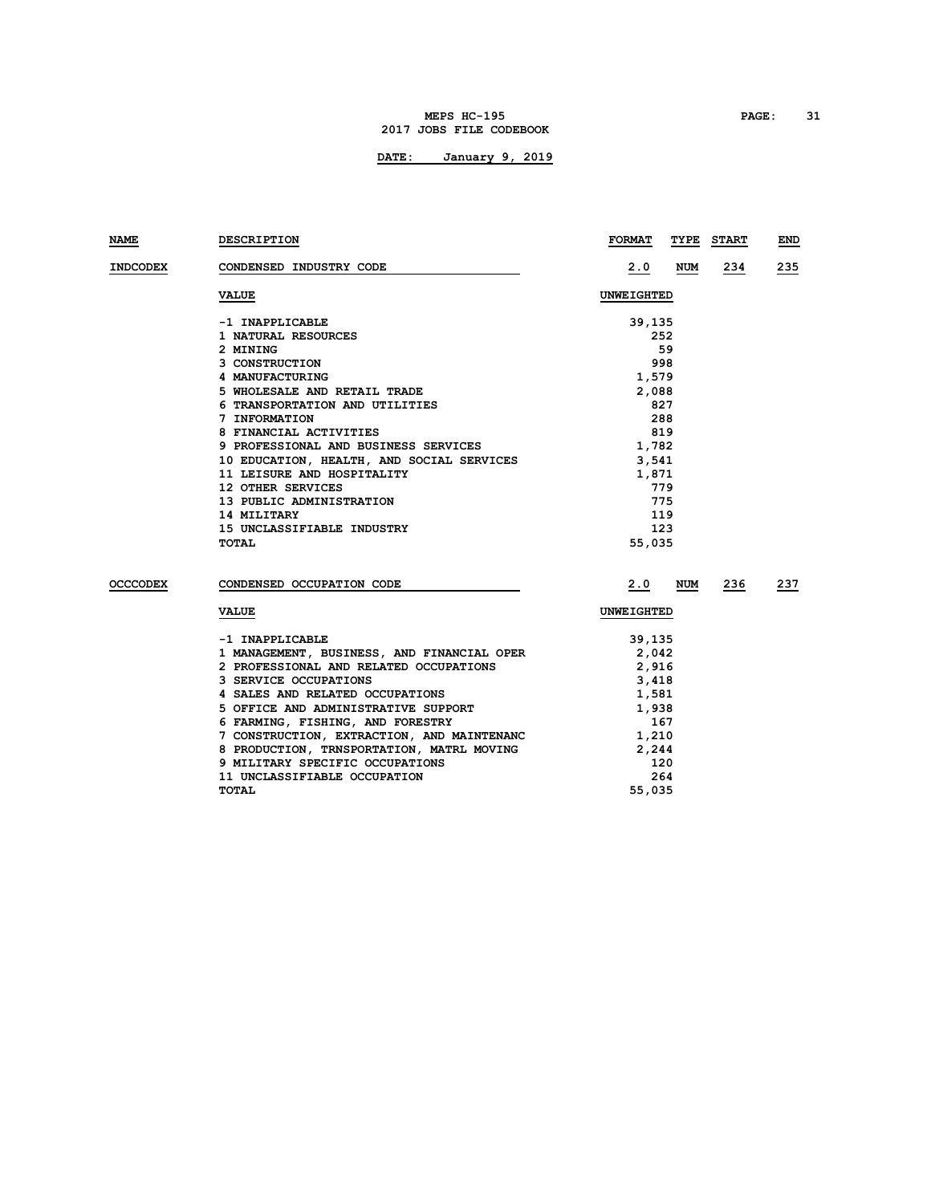| NAME | DESCRIPTION | FORMAT | TYPE | START | END |
|---|---|---|---|---|---|
| INDCODEX | CONDENSED INDUSTRY CODE | 2.0 | NUM | 234 | 235 |

| VALUE | UNWEIGHTED |
|---|---|
| -1 INAPPLICABLE | 39,135 |
| 1 NATURAL RESOURCES | 252 |
| 2 MINING | 59 |
| 3 CONSTRUCTION | 998 |
| 4 MANUFACTURING | 1,579 |
| 5 WHOLESALE AND RETAIL TRADE | 2,088 |
| 6 TRANSPORTATION AND UTILITIES | 827 |
| 7 INFORMATION | 288 |
| 8 FINANCIAL ACTIVITIES | 819 |
| 9 PROFESSIONAL AND BUSINESS SERVICES | 1,782 |
| 10 EDUCATION, HEALTH, AND SOCIAL SERVICES | 3,541 |
| 11 LEISURE AND HOSPITALITY | 1,871 |
| 12 OTHER SERVICES | 779 |
| 13 PUBLIC ADMINISTRATION | 775 |
| 14 MILITARY | 119 |
| 15 UNCLASSIFIABLE INDUSTRY | 123 |
| TOTAL | 55,035 |

| NAME | DESCRIPTION | FORMAT | TYPE | START | END |
|---|---|---|---|---|---|
| OCCCODEX | CONDENSED OCCUPATION CODE | 2.0 | NUM | 236 | 237 |

| VALUE | UNWEIGHTED |
|---|---|
| -1 INAPPLICABLE | 39,135 |
| 1 MANAGEMENT, BUSINESS, AND FINANCIAL OPER | 2,042 |
| 2 PROFESSIONAL AND RELATED OCCUPATIONS | 2,916 |
| 3 SERVICE OCCUPATIONS | 3,418 |
| 4 SALES AND RELATED OCCUPATIONS | 1,581 |
| 5 OFFICE AND ADMINISTRATIVE SUPPORT | 1,938 |
| 6 FARMING, FISHING, AND FORESTRY | 167 |
| 7 CONSTRUCTION, EXTRACTION, AND MAINTENANC | 1,210 |
| 8 PRODUCTION, TRNSPORTATION, MATRL MOVING | 2,244 |
| 9 MILITARY SPECIFIC OCCUPATIONS | 120 |
| 11 UNCLASSIFIABLE OCCUPATION | 264 |
| TOTAL | 55,035 |